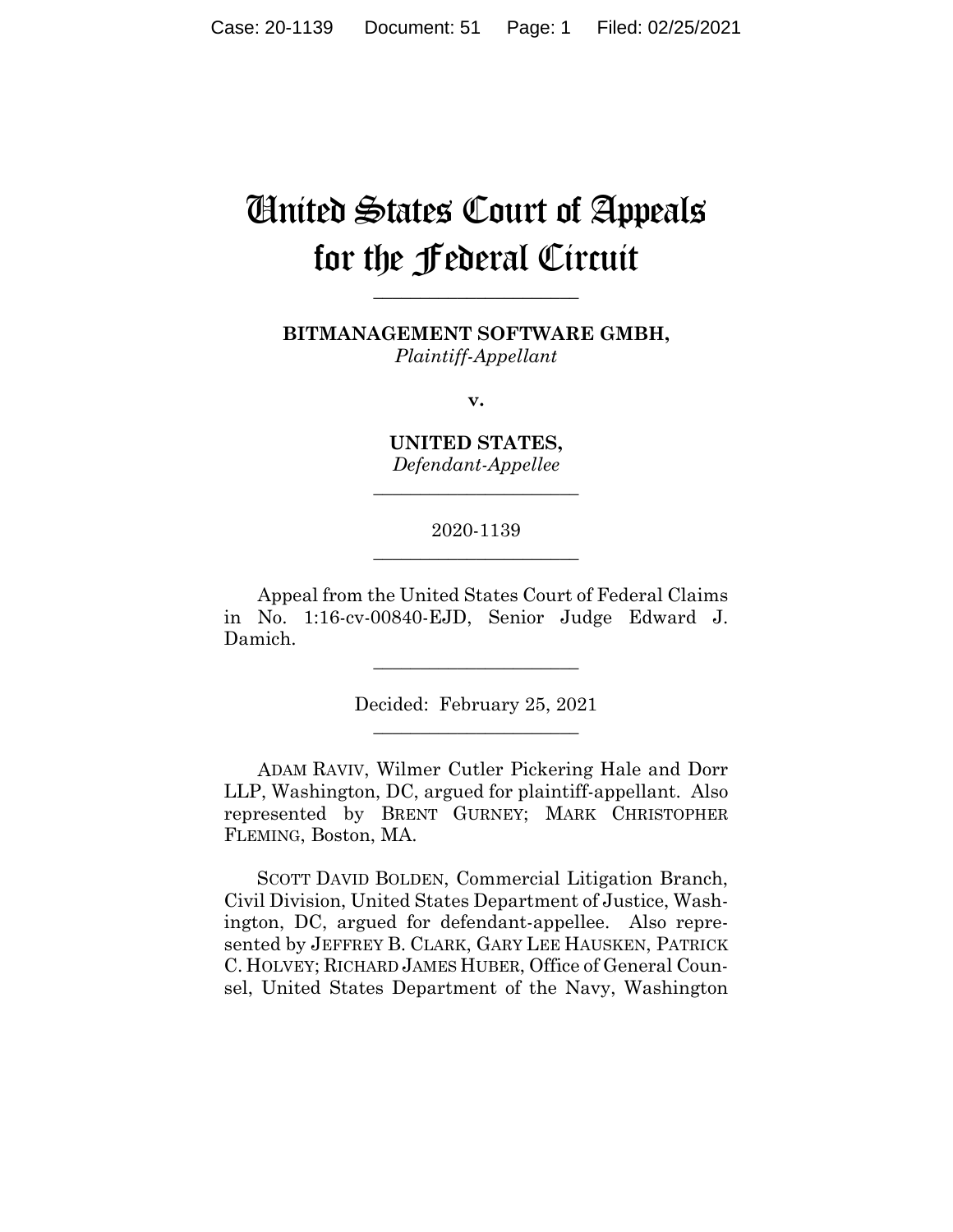# United States Court of Appeals for the Federal Circuit

______________________

**BITMANAGEMENT SOFTWARE GMBH,**
*Plaintiff-Appellant*

**v.**

**UNITED STATES,**
*Defendant-Appellee*

______________________

2020-1139

______________________

Appeal from the United States Court of Federal Claims in No. 1:16-cv-00840-EJD, Senior Judge Edward J. Damich.

______________________

Decided: February 25, 2021

______________________

ADAM RAVIV, Wilmer Cutler Pickering Hale and Dorr LLP, Washington, DC, argued for plaintiff-appellant. Also represented by BRENT GURNEY; MARK CHRISTOPHER FLEMING, Boston, MA.

SCOTT DAVID BOLDEN, Commercial Litigation Branch, Civil Division, United States Department of Justice, Washington, DC, argued for defendant-appellee. Also represented by JEFFREY B. CLARK, GARY LEE HAUSKEN, PATRICK C. HOLVEY; RICHARD JAMES HUBER, Office of General Counsel, United States Department of the Navy, Washington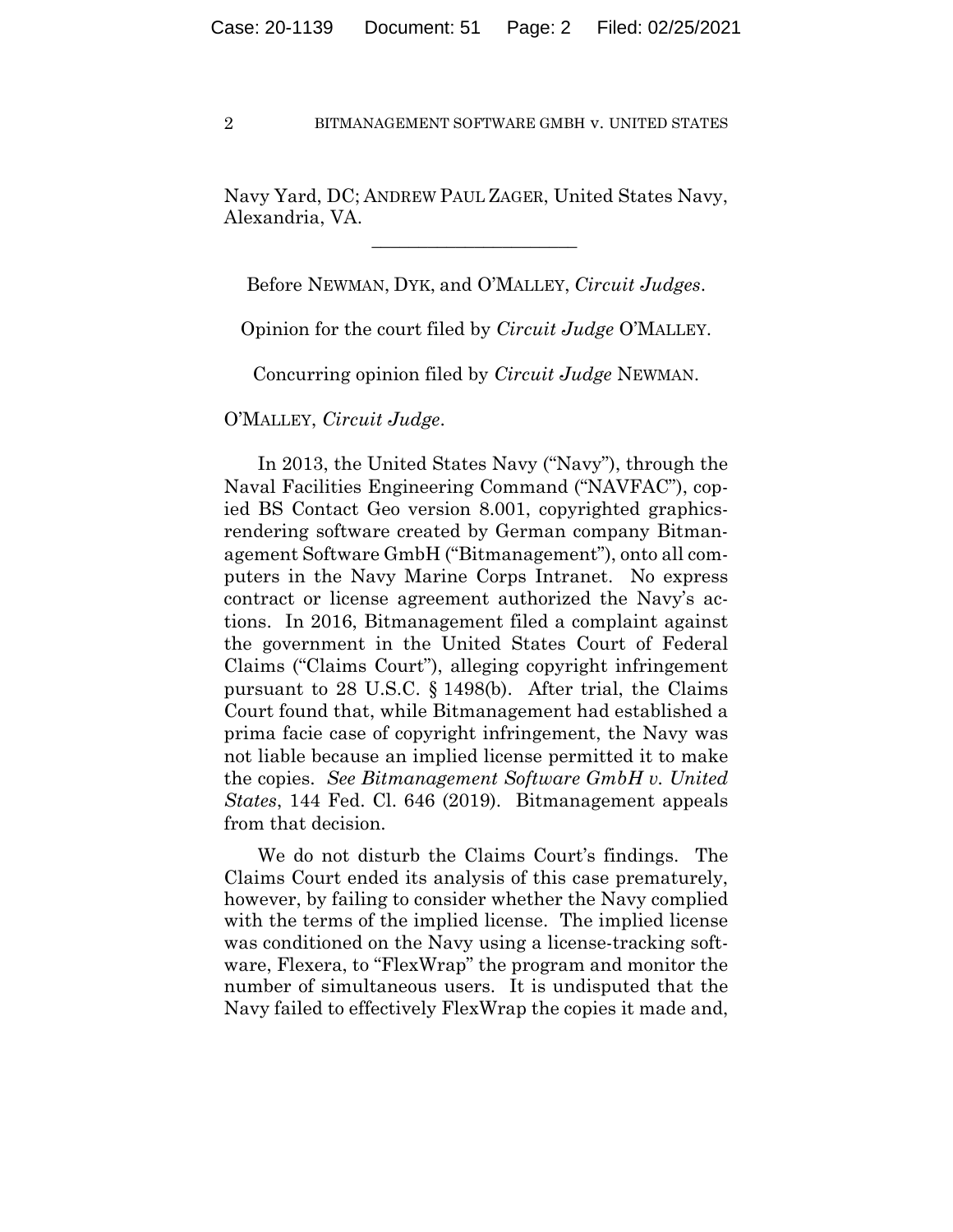Navy Yard, DC; ANDREW PAUL ZAGER, United States Navy, Alexandria, VA.

______________________

Before NEWMAN, DYK, and O'MALLEY, *Circuit Judges*.

Opinion for the court filed by *Circuit Judge* O'MALLEY.

Concurring opinion filed by *Circuit Judge* NEWMAN.

O'MALLEY, *Circuit Judge*.

In 2013, the United States Navy ("Navy"), through the Naval Facilities Engineering Command ("NAVFAC"), copied BS Contact Geo version 8.001, copyrighted graphics-rendering software created by German company Bitmanagement Software GmbH ("Bitmanagement"), onto all computers in the Navy Marine Corps Intranet. No express contract or license agreement authorized the Navy's actions. In 2016, Bitmanagement filed a complaint against the government in the United States Court of Federal Claims ("Claims Court"), alleging copyright infringement pursuant to 28 U.S.C. § 1498(b). After trial, the Claims Court found that, while Bitmanagement had established a prima facie case of copyright infringement, the Navy was not liable because an implied license permitted it to make the copies. *See Bitmanagement Software GmbH v. United States*, 144 Fed. Cl. 646 (2019). Bitmanagement appeals from that decision.

We do not disturb the Claims Court's findings. The Claims Court ended its analysis of this case prematurely, however, by failing to consider whether the Navy complied with the terms of the implied license. The implied license was conditioned on the Navy using a license-tracking software, Flexera, to "FlexWrap" the program and monitor the number of simultaneous users. It is undisputed that the Navy failed to effectively FlexWrap the copies it made and,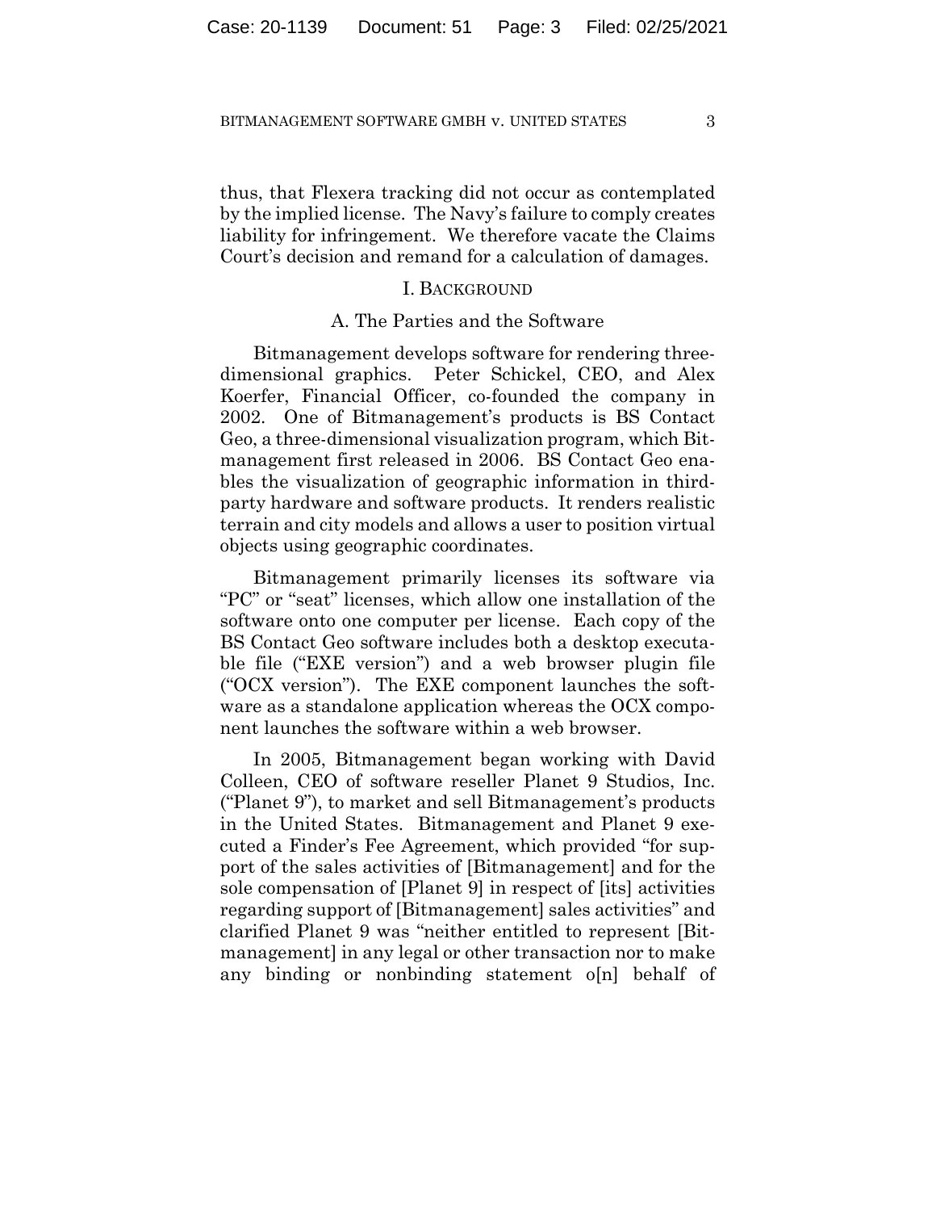thus, that Flexera tracking did not occur as contemplated by the implied license. The Navy's failure to comply creates liability for infringement. We therefore vacate the Claims Court's decision and remand for a calculation of damages.

## I. BACKGROUND

### A. The Parties and the Software

Bitmanagement develops software for rendering three-dimensional graphics. Peter Schickel, CEO, and Alex Koerfer, Financial Officer, co-founded the company in 2002. One of Bitmanagement's products is BS Contact Geo, a three-dimensional visualization program, which Bitmanagement first released in 2006. BS Contact Geo enables the visualization of geographic information in third-party hardware and software products. It renders realistic terrain and city models and allows a user to position virtual objects using geographic coordinates.

Bitmanagement primarily licenses its software via "PC" or "seat" licenses, which allow one installation of the software onto one computer per license. Each copy of the BS Contact Geo software includes both a desktop executable file ("EXE version") and a web browser plugin file ("OCX version"). The EXE component launches the software as a standalone application whereas the OCX component launches the software within a web browser.

In 2005, Bitmanagement began working with David Colleen, CEO of software reseller Planet 9 Studios, Inc. ("Planet 9"), to market and sell Bitmanagement's products in the United States. Bitmanagement and Planet 9 executed a Finder's Fee Agreement, which provided "for support of the sales activities of [Bitmanagement] and for the sole compensation of [Planet 9] in respect of [its] activities regarding support of [Bitmanagement] sales activities" and clarified Planet 9 was "neither entitled to represent [Bitmanagement] in any legal or other transaction nor to make any binding or nonbinding statement o[n] behalf of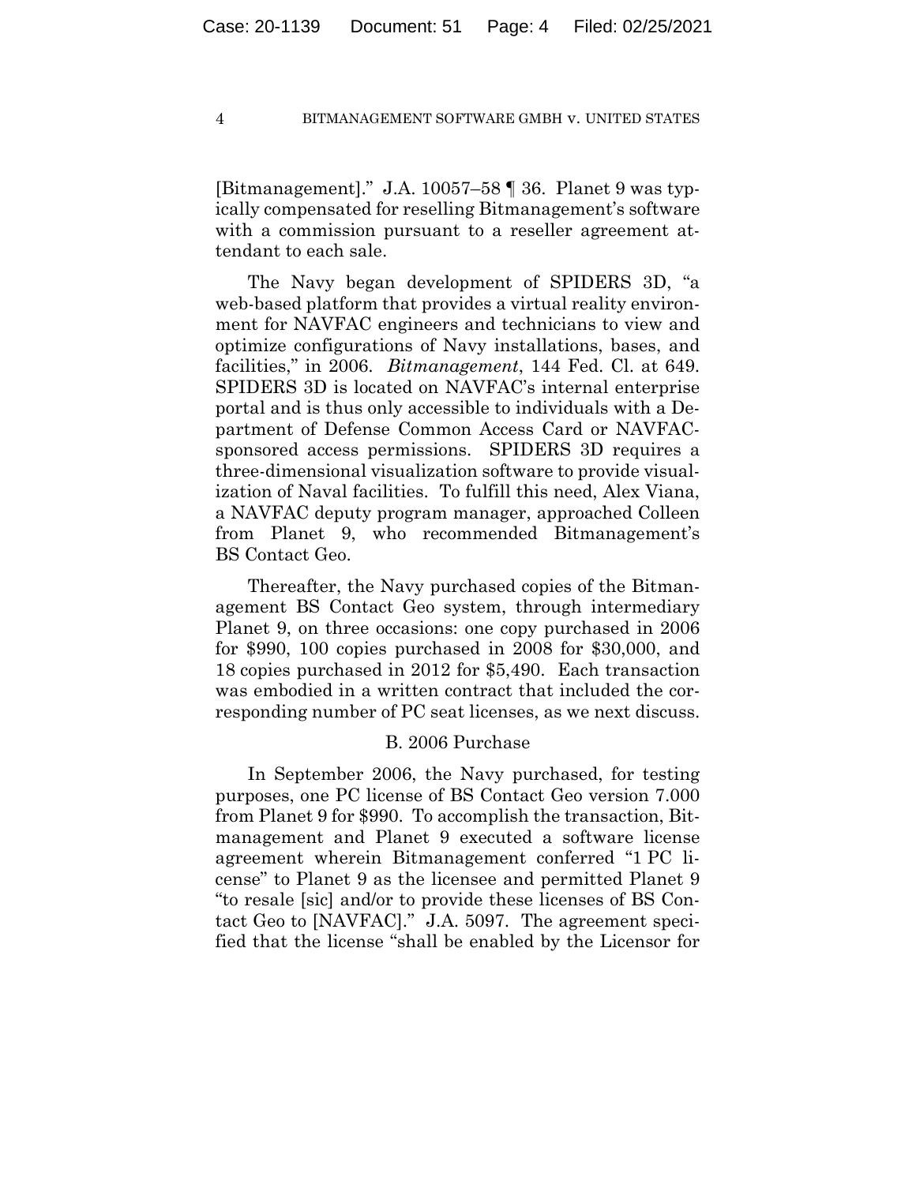[Bitmanagement]." J.A. 10057–58 ¶ 36. Planet 9 was typically compensated for reselling Bitmanagement's software with a commission pursuant to a reseller agreement attendant to each sale.

The Navy began development of SPIDERS 3D, "a web-based platform that provides a virtual reality environment for NAVFAC engineers and technicians to view and optimize configurations of Navy installations, bases, and facilities," in 2006. *Bitmanagement*, 144 Fed. Cl. at 649. SPIDERS 3D is located on NAVFAC's internal enterprise portal and is thus only accessible to individuals with a Department of Defense Common Access Card or NAVFAC-sponsored access permissions. SPIDERS 3D requires a three-dimensional visualization software to provide visualization of Naval facilities. To fulfill this need, Alex Viana, a NAVFAC deputy program manager, approached Colleen from Planet 9, who recommended Bitmanagement's BS Contact Geo.

Thereafter, the Navy purchased copies of the Bitmanagement BS Contact Geo system, through intermediary Planet 9, on three occasions: one copy purchased in 2006 for $990, 100 copies purchased in 2008 for $30,000, and 18 copies purchased in 2012 for $5,490. Each transaction was embodied in a written contract that included the corresponding number of PC seat licenses, as we next discuss.

### B. 2006 Purchase

In September 2006, the Navy purchased, for testing purposes, one PC license of BS Contact Geo version 7.000 from Planet 9 for $990. To accomplish the transaction, Bitmanagement and Planet 9 executed a software license agreement wherein Bitmanagement conferred "1 PC license" to Planet 9 as the licensee and permitted Planet 9 "to resale [sic] and/or to provide these licenses of BS Contact Geo to [NAVFAC]." J.A. 5097. The agreement specified that the license "shall be enabled by the Licensor for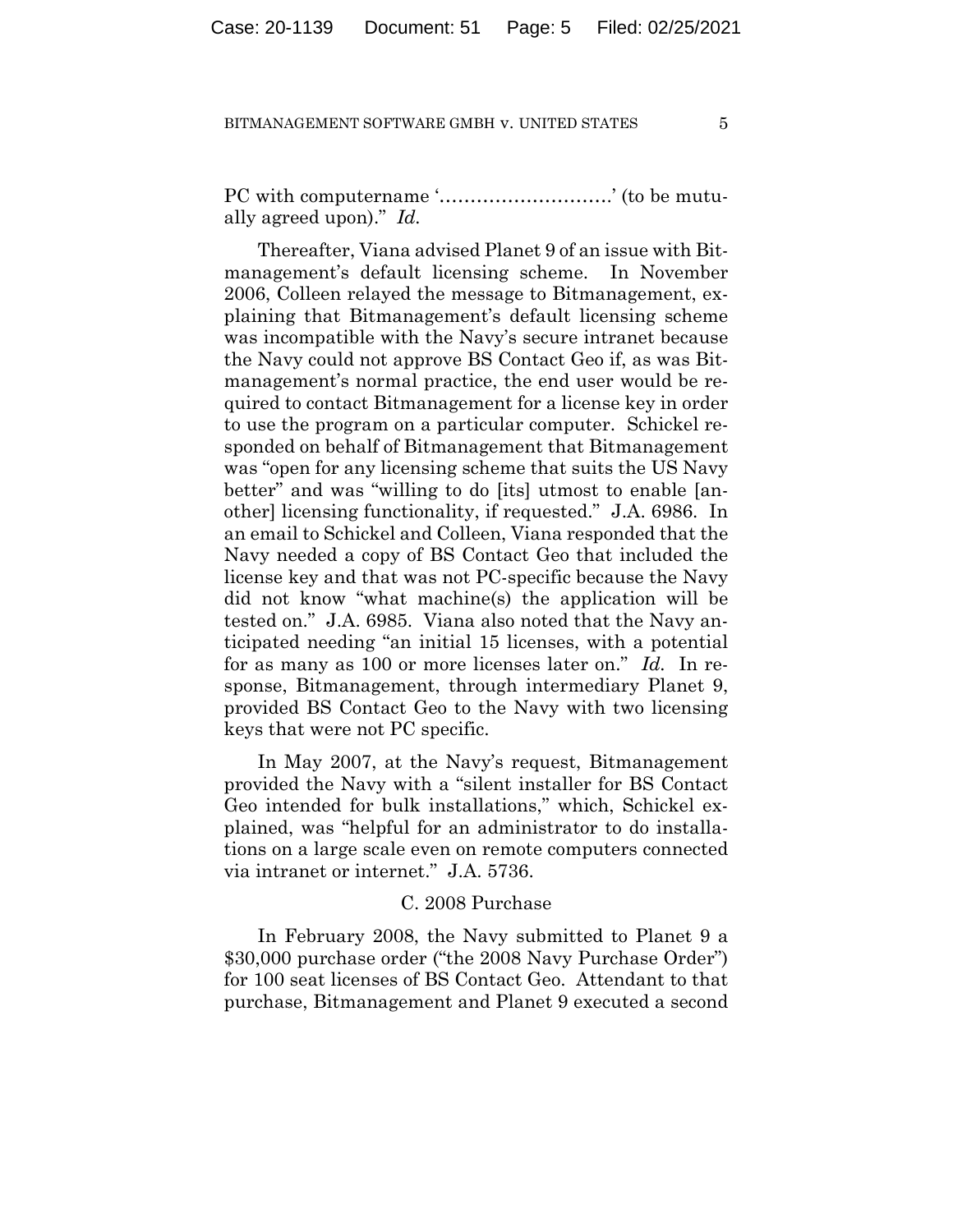PC with computername '……………………….' (to be mutually agreed upon)." *Id.*

Thereafter, Viana advised Planet 9 of an issue with Bitmanagement's default licensing scheme. In November 2006, Colleen relayed the message to Bitmanagement, explaining that Bitmanagement's default licensing scheme was incompatible with the Navy's secure intranet because the Navy could not approve BS Contact Geo if, as was Bitmanagement's normal practice, the end user would be required to contact Bitmanagement for a license key in order to use the program on a particular computer. Schickel responded on behalf of Bitmanagement that Bitmanagement was "open for any licensing scheme that suits the US Navy better" and was "willing to do [its] utmost to enable [another] licensing functionality, if requested." J.A. 6986. In an email to Schickel and Colleen, Viana responded that the Navy needed a copy of BS Contact Geo that included the license key and that was not PC-specific because the Navy did not know "what machine(s) the application will be tested on." J.A. 6985. Viana also noted that the Navy anticipated needing "an initial 15 licenses, with a potential for as many as 100 or more licenses later on." *Id.* In response, Bitmanagement, through intermediary Planet 9, provided BS Contact Geo to the Navy with two licensing keys that were not PC specific.

In May 2007, at the Navy's request, Bitmanagement provided the Navy with a "silent installer for BS Contact Geo intended for bulk installations," which, Schickel explained, was "helpful for an administrator to do installations on a large scale even on remote computers connected via intranet or internet." J.A. 5736.

### C. 2008 Purchase

In February 2008, the Navy submitted to Planet 9 a $30,000 purchase order ("the 2008 Navy Purchase Order") for 100 seat licenses of BS Contact Geo. Attendant to that purchase, Bitmanagement and Planet 9 executed a second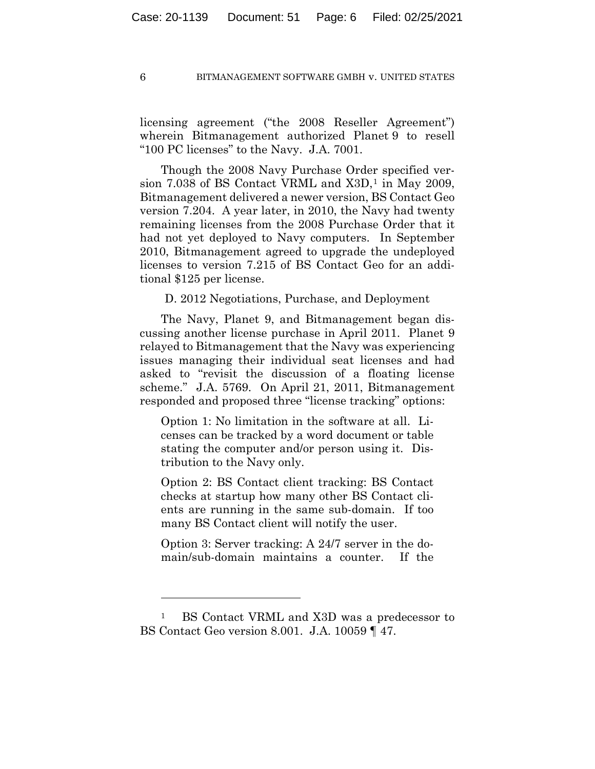licensing agreement ("the 2008 Reseller Agreement") wherein Bitmanagement authorized Planet 9 to resell "100 PC licenses" to the Navy. J.A. 7001.

Though the 2008 Navy Purchase Order specified version 7.038 of BS Contact VRML and X3D,[1] in May 2009, Bitmanagement delivered a newer version, BS Contact Geo version 7.204. A year later, in 2010, the Navy had twenty remaining licenses from the 2008 Purchase Order that it had not yet deployed to Navy computers. In September 2010, Bitmanagement agreed to upgrade the undeployed licenses to version 7.215 of BS Contact Geo for an additional $125 per license.

D. 2012 Negotiations, Purchase, and Deployment

The Navy, Planet 9, and Bitmanagement began discussing another license purchase in April 2011. Planet 9 relayed to Bitmanagement that the Navy was experiencing issues managing their individual seat licenses and had asked to "revisit the discussion of a floating license scheme." J.A. 5769. On April 21, 2011, Bitmanagement responded and proposed three "license tracking" options:

> Option 1: No limitation in the software at all. Licenses can be tracked by a word document or table stating the computer and/or person using it. Distribution to the Navy only.
>
> Option 2: BS Contact client tracking: BS Contact checks at startup how many other BS Contact clients are running in the same sub-domain. If too many BS Contact client will notify the user.
>
> Option 3: Server tracking: A 24/7 server in the domain/sub-domain maintains a counter. If the

---

[1] BS Contact VRML and X3D was a predecessor to BS Contact Geo version 8.001. J.A. 10059 ¶ 47.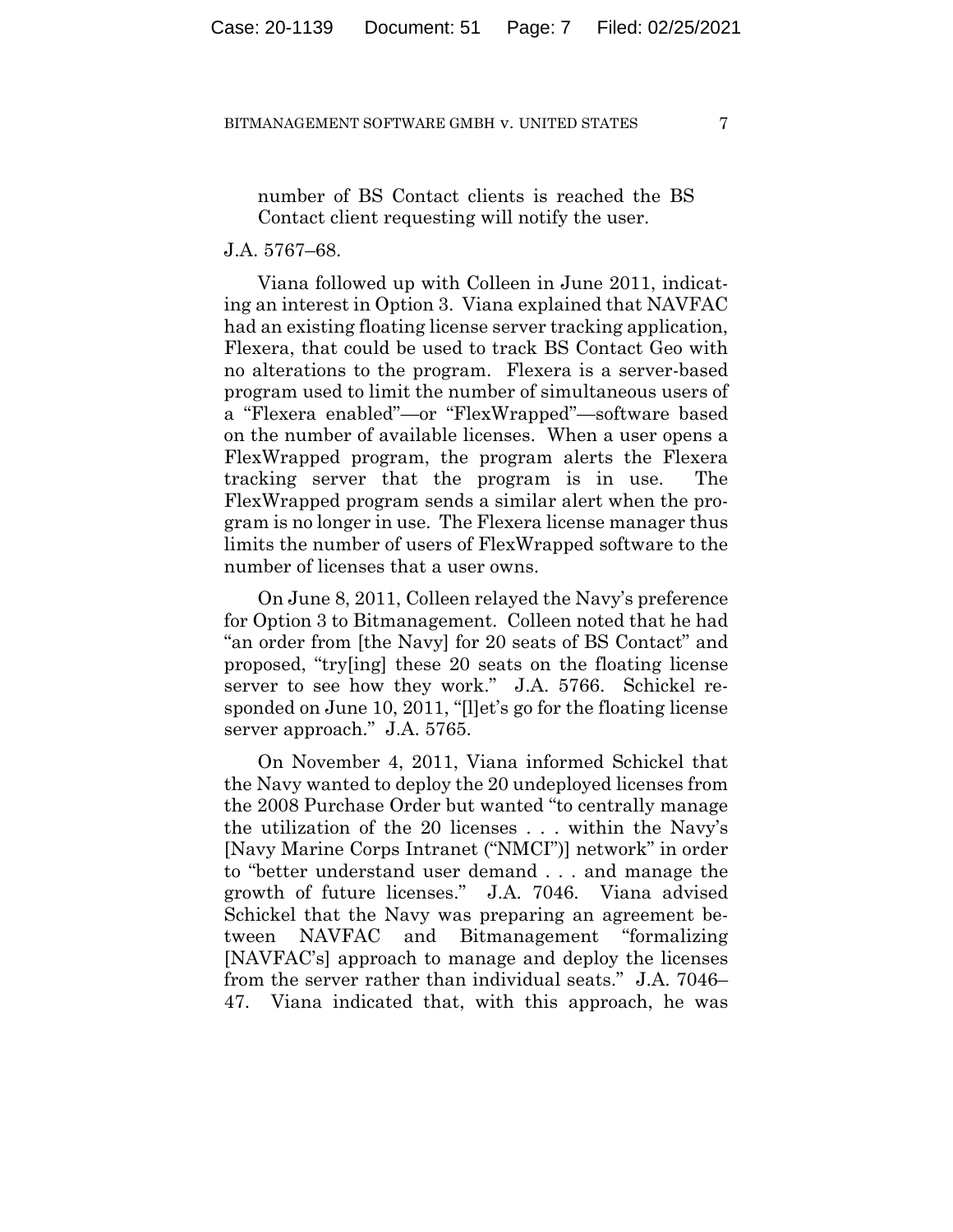number of BS Contact clients is reached the BS Contact client requesting will notify the user.

J.A. 5767–68.

Viana followed up with Colleen in June 2011, indicating an interest in Option 3. Viana explained that NAVFAC had an existing floating license server tracking application, Flexera, that could be used to track BS Contact Geo with no alterations to the program. Flexera is a server-based program used to limit the number of simultaneous users of a "Flexera enabled"—or "FlexWrapped"—software based on the number of available licenses. When a user opens a FlexWrapped program, the program alerts the Flexera tracking server that the program is in use. The FlexWrapped program sends a similar alert when the program is no longer in use. The Flexera license manager thus limits the number of users of FlexWrapped software to the number of licenses that a user owns.

On June 8, 2011, Colleen relayed the Navy's preference for Option 3 to Bitmanagement. Colleen noted that he had "an order from [the Navy] for 20 seats of BS Contact" and proposed, "try[ing] these 20 seats on the floating license server to see how they work." J.A. 5766. Schickel responded on June 10, 2011, "[l]et's go for the floating license server approach." J.A. 5765.

On November 4, 2011, Viana informed Schickel that the Navy wanted to deploy the 20 undeployed licenses from the 2008 Purchase Order but wanted "to centrally manage the utilization of the 20 licenses . . . within the Navy's [Navy Marine Corps Intranet ("NMCI")] network" in order to "better understand user demand . . . and manage the growth of future licenses." J.A. 7046. Viana advised Schickel that the Navy was preparing an agreement between NAVFAC and Bitmanagement "formalizing [NAVFAC's] approach to manage and deploy the licenses from the server rather than individual seats." J.A. 7046–47. Viana indicated that, with this approach, he was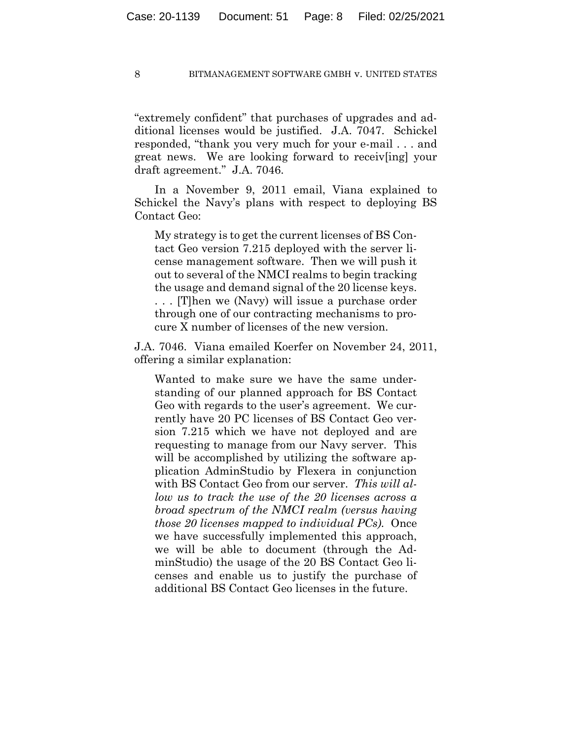"extremely confident" that purchases of upgrades and additional licenses would be justified. J.A. 7047. Schickel responded, "thank you very much for your e-mail . . . and great news. We are looking forward to receiv[ing] your draft agreement." J.A. 7046.

In a November 9, 2011 email, Viana explained to Schickel the Navy's plans with respect to deploying BS Contact Geo:

> My strategy is to get the current licenses of BS Contact Geo version 7.215 deployed with the server license management software. Then we will push it out to several of the NMCI realms to begin tracking the usage and demand signal of the 20 license keys. . . . [T]hen we (Navy) will issue a purchase order through one of our contracting mechanisms to procure X number of licenses of the new version.

J.A. 7046. Viana emailed Koerfer on November 24, 2011, offering a similar explanation:

> Wanted to make sure we have the same understanding of our planned approach for BS Contact Geo with regards to the user's agreement. We currently have 20 PC licenses of BS Contact Geo version 7.215 which we have not deployed and are requesting to manage from our Navy server. This will be accomplished by utilizing the software application AdminStudio by Flexera in conjunction with BS Contact Geo from our server. *This will allow us to track the use of the 20 licenses across a broad spectrum of the NMCI realm (versus having those 20 licenses mapped to individual PCs).* Once we have successfully implemented this approach, we will be able to document (through the AdminStudio) the usage of the 20 BS Contact Geo licenses and enable us to justify the purchase of additional BS Contact Geo licenses in the future.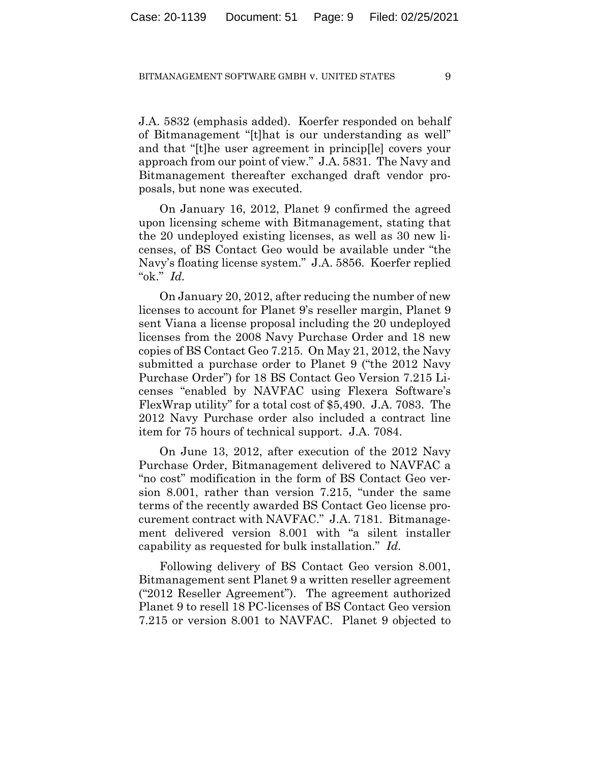J.A. 5832 (emphasis added). Koerfer responded on behalf of Bitmanagement "[t]hat is our understanding as well" and that "[t]he user agreement in princip[le] covers your approach from our point of view." J.A. 5831. The Navy and Bitmanagement thereafter exchanged draft vendor proposals, but none was executed.

On January 16, 2012, Planet 9 confirmed the agreed upon licensing scheme with Bitmanagement, stating that the 20 undeployed existing licenses, as well as 30 new licenses, of BS Contact Geo would be available under "the Navy's floating license system." J.A. 5856. Koerfer replied "ok." *Id.*

On January 20, 2012, after reducing the number of new licenses to account for Planet 9's reseller margin, Planet 9 sent Viana a license proposal including the 20 undeployed licenses from the 2008 Navy Purchase Order and 18 new copies of BS Contact Geo 7.215. On May 21, 2012, the Navy submitted a purchase order to Planet 9 ("the 2012 Navy Purchase Order") for 18 BS Contact Geo Version 7.215 Licenses "enabled by NAVFAC using Flexera Software's FlexWrap utility" for a total cost of $5,490. J.A. 7083. The 2012 Navy Purchase order also included a contract line item for 75 hours of technical support. J.A. 7084.

On June 13, 2012, after execution of the 2012 Navy Purchase Order, Bitmanagement delivered to NAVFAC a "no cost" modification in the form of BS Contact Geo version 8.001, rather than version 7.215, "under the same terms of the recently awarded BS Contact Geo license procurement contract with NAVFAC." J.A. 7181. Bitmanagement delivered version 8.001 with "a silent installer capability as requested for bulk installation." *Id.*

Following delivery of BS Contact Geo version 8.001, Bitmanagement sent Planet 9 a written reseller agreement ("2012 Reseller Agreement"). The agreement authorized Planet 9 to resell 18 PC-licenses of BS Contact Geo version 7.215 or version 8.001 to NAVFAC. Planet 9 objected to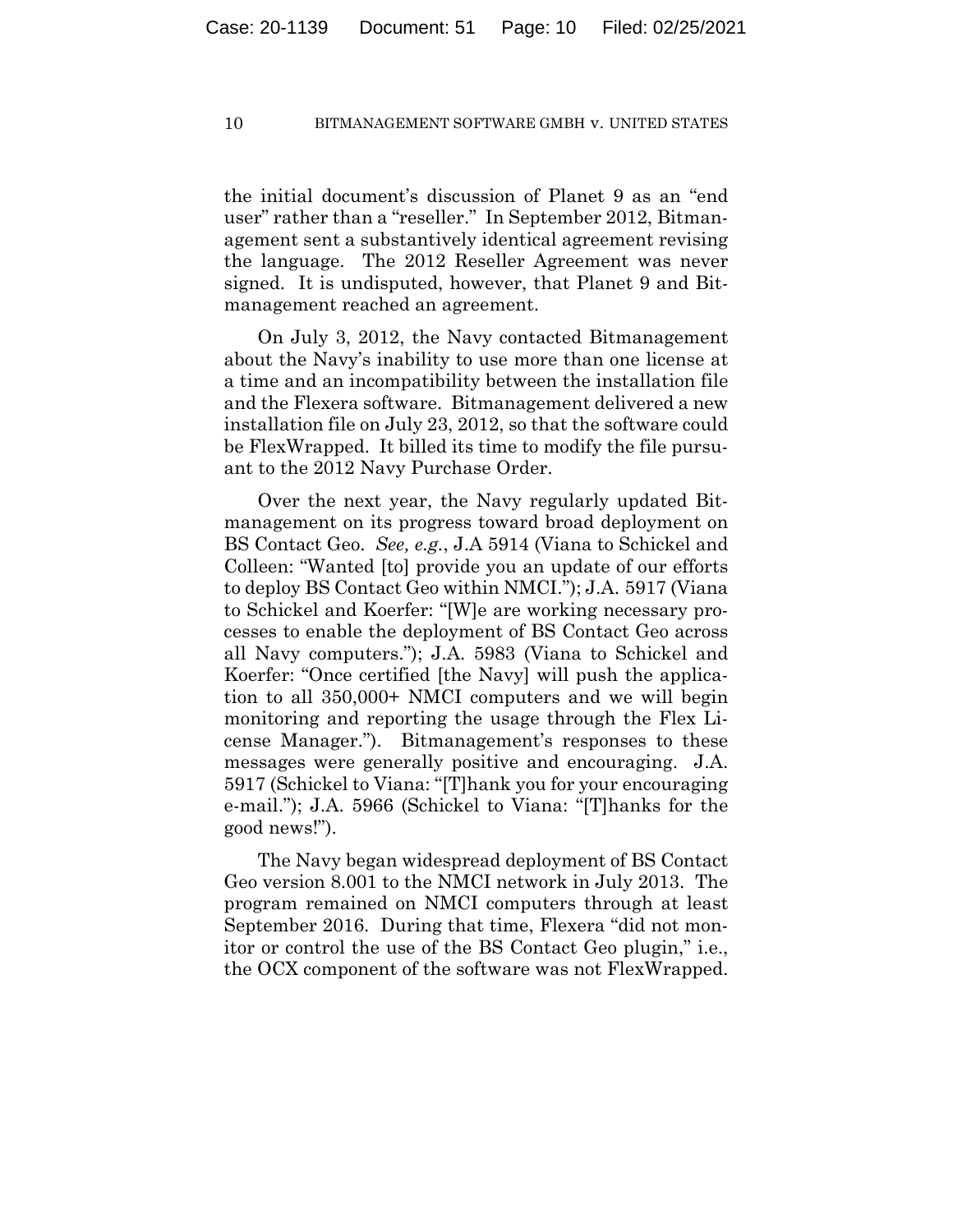the initial document's discussion of Planet 9 as an "end user" rather than a "reseller." In September 2012, Bitmanagement sent a substantively identical agreement revising the language. The 2012 Reseller Agreement was never signed. It is undisputed, however, that Planet 9 and Bitmanagement reached an agreement.

On July 3, 2012, the Navy contacted Bitmanagement about the Navy's inability to use more than one license at a time and an incompatibility between the installation file and the Flexera software. Bitmanagement delivered a new installation file on July 23, 2012, so that the software could be FlexWrapped. It billed its time to modify the file pursuant to the 2012 Navy Purchase Order.

Over the next year, the Navy regularly updated Bitmanagement on its progress toward broad deployment on BS Contact Geo. *See, e.g.*, J.A 5914 (Viana to Schickel and Colleen: "Wanted [to] provide you an update of our efforts to deploy BS Contact Geo within NMCI."); J.A. 5917 (Viana to Schickel and Koerfer: "[W]e are working necessary processes to enable the deployment of BS Contact Geo across all Navy computers."); J.A. 5983 (Viana to Schickel and Koerfer: "Once certified [the Navy] will push the application to all 350,000+ NMCI computers and we will begin monitoring and reporting the usage through the Flex License Manager."). Bitmanagement's responses to these messages were generally positive and encouraging. J.A. 5917 (Schickel to Viana: "[T]hank you for your encouraging e-mail."); J.A. 5966 (Schickel to Viana: "[T]hanks for the good news!").

The Navy began widespread deployment of BS Contact Geo version 8.001 to the NMCI network in July 2013. The program remained on NMCI computers through at least September 2016. During that time, Flexera "did not monitor or control the use of the BS Contact Geo plugin," i.e., the OCX component of the software was not FlexWrapped.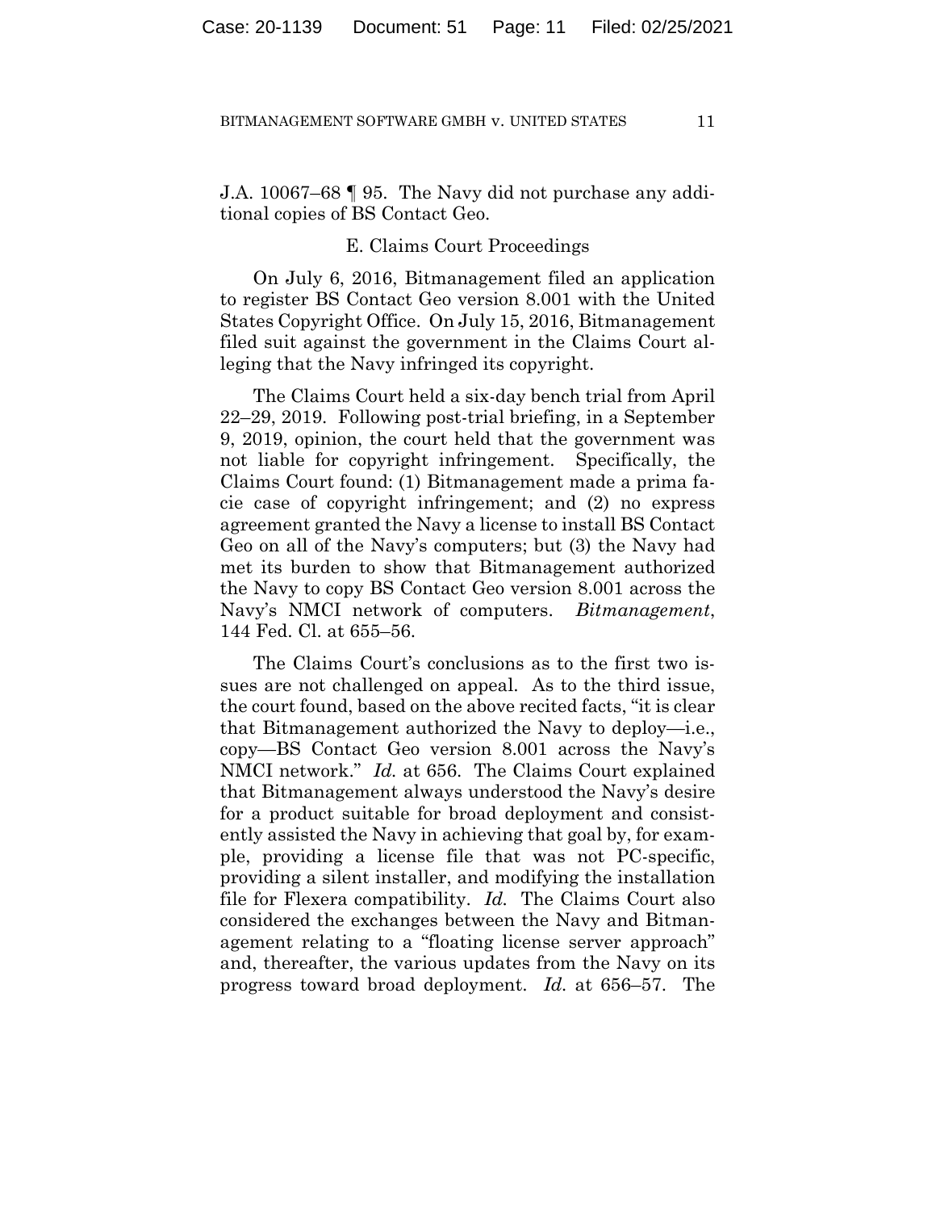J.A. 10067–68 ¶ 95. The Navy did not purchase any additional copies of BS Contact Geo.

### E. Claims Court Proceedings

On July 6, 2016, Bitmanagement filed an application to register BS Contact Geo version 8.001 with the United States Copyright Office. On July 15, 2016, Bitmanagement filed suit against the government in the Claims Court alleging that the Navy infringed its copyright.

The Claims Court held a six-day bench trial from April 22–29, 2019. Following post-trial briefing, in a September 9, 2019, opinion, the court held that the government was not liable for copyright infringement. Specifically, the Claims Court found: (1) Bitmanagement made a prima facie case of copyright infringement; and (2) no express agreement granted the Navy a license to install BS Contact Geo on all of the Navy's computers; but (3) the Navy had met its burden to show that Bitmanagement authorized the Navy to copy BS Contact Geo version 8.001 across the Navy's NMCI network of computers. *Bitmanagement*, 144 Fed. Cl. at 655–56.

The Claims Court's conclusions as to the first two issues are not challenged on appeal. As to the third issue, the court found, based on the above recited facts, "it is clear that Bitmanagement authorized the Navy to deploy—i.e., copy—BS Contact Geo version 8.001 across the Navy's NMCI network." *Id.* at 656. The Claims Court explained that Bitmanagement always understood the Navy's desire for a product suitable for broad deployment and consistently assisted the Navy in achieving that goal by, for example, providing a license file that was not PC-specific, providing a silent installer, and modifying the installation file for Flexera compatibility. *Id.* The Claims Court also considered the exchanges between the Navy and Bitmanagement relating to a "floating license server approach" and, thereafter, the various updates from the Navy on its progress toward broad deployment. *Id.* at 656–57. The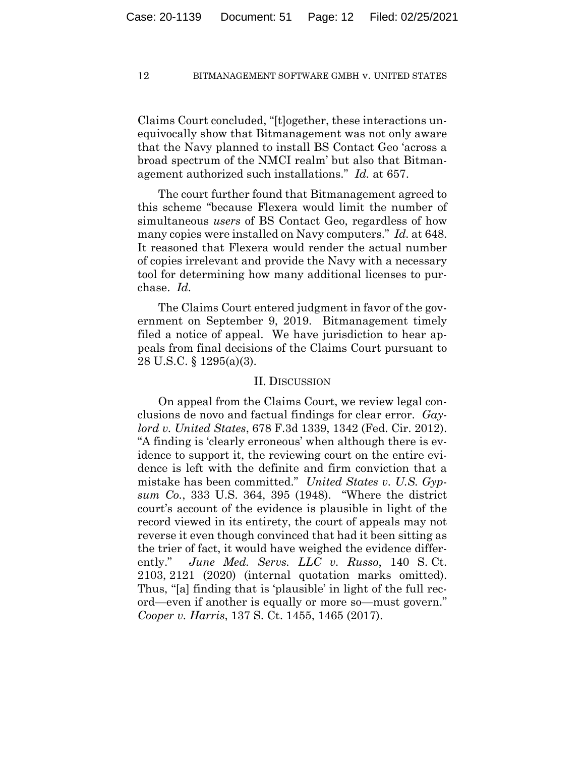Claims Court concluded, "[t]ogether, these interactions unequivocally show that Bitmanagement was not only aware that the Navy planned to install BS Contact Geo 'across a broad spectrum of the NMCI realm' but also that Bitmanagement authorized such installations." *Id.* at 657.

The court further found that Bitmanagement agreed to this scheme "because Flexera would limit the number of simultaneous *users* of BS Contact Geo, regardless of how many copies were installed on Navy computers." *Id.* at 648. It reasoned that Flexera would render the actual number of copies irrelevant and provide the Navy with a necessary tool for determining how many additional licenses to purchase. *Id.*

The Claims Court entered judgment in favor of the government on September 9, 2019. Bitmanagement timely filed a notice of appeal. We have jurisdiction to hear appeals from final decisions of the Claims Court pursuant to 28 U.S.C. § 1295(a)(3).

## II. DISCUSSION

On appeal from the Claims Court, we review legal conclusions de novo and factual findings for clear error. *Gaylord v. United States*, 678 F.3d 1339, 1342 (Fed. Cir. 2012). "A finding is 'clearly erroneous' when although there is evidence to support it, the reviewing court on the entire evidence is left with the definite and firm conviction that a mistake has been committed." *United States v. U.S. Gypsum Co.*, 333 U.S. 364, 395 (1948). "Where the district court's account of the evidence is plausible in light of the record viewed in its entirety, the court of appeals may not reverse it even though convinced that had it been sitting as the trier of fact, it would have weighed the evidence differently." *June Med. Servs. LLC v. Russo*, 140 S. Ct. 2103, 2121 (2020) (internal quotation marks omitted). Thus, "[a] finding that is 'plausible' in light of the full record—even if another is equally or more so—must govern." *Cooper v. Harris*, 137 S. Ct. 1455, 1465 (2017).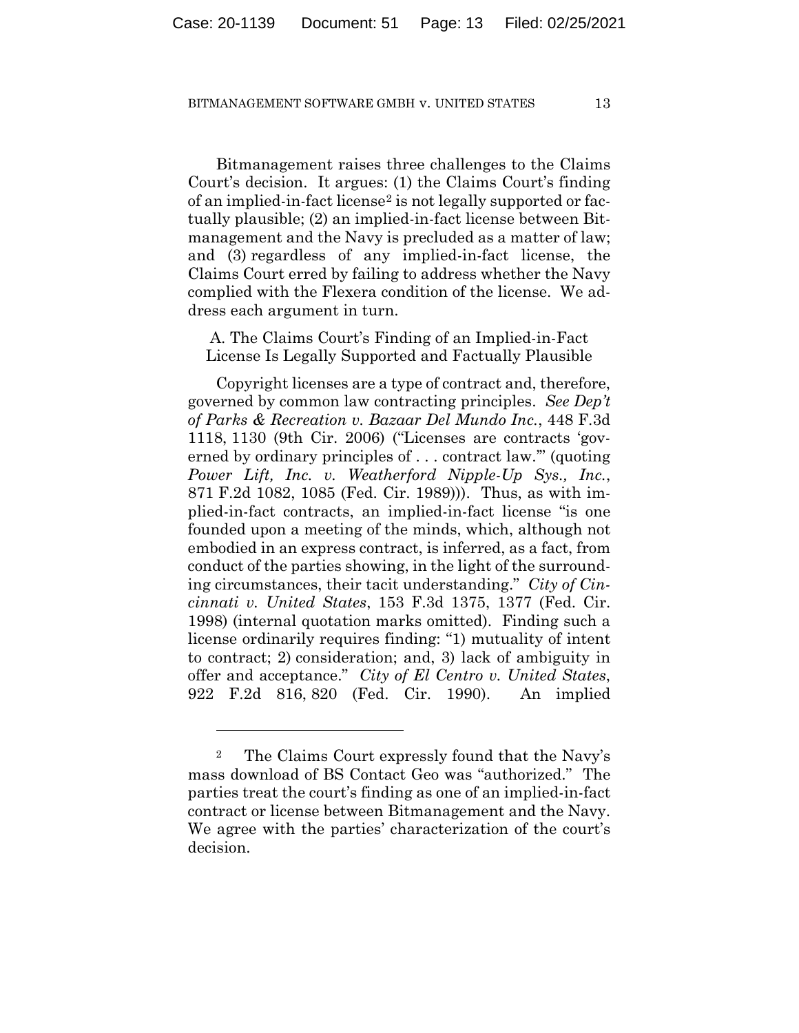Bitmanagement raises three challenges to the Claims Court's decision. It argues: (1) the Claims Court's finding of an implied-in-fact license[2] is not legally supported or factually plausible; (2) an implied-in-fact license between Bitmanagement and the Navy is precluded as a matter of law; and (3) regardless of any implied-in-fact license, the Claims Court erred by failing to address whether the Navy complied with the Flexera condition of the license. We address each argument in turn.

### A. The Claims Court's Finding of an Implied-in-Fact License Is Legally Supported and Factually Plausible

Copyright licenses are a type of contract and, therefore, governed by common law contracting principles. *See Dep't of Parks & Recreation v. Bazaar Del Mundo Inc.*, 448 F.3d 1118, 1130 (9th Cir. 2006) ("Licenses are contracts 'governed by ordinary principles of . . . contract law.'" (quoting *Power Lift, Inc. v. Weatherford Nipple-Up Sys., Inc.*, 871 F.2d 1082, 1085 (Fed. Cir. 1989))). Thus, as with implied-in-fact contracts, an implied-in-fact license "is one founded upon a meeting of the minds, which, although not embodied in an express contract, is inferred, as a fact, from conduct of the parties showing, in the light of the surrounding circumstances, their tacit understanding." *City of Cincinnati v. United States*, 153 F.3d 1375, 1377 (Fed. Cir. 1998) (internal quotation marks omitted). Finding such a license ordinarily requires finding: "1) mutuality of intent to contract; 2) consideration; and, 3) lack of ambiguity in offer and acceptance." *City of El Centro v. United States*, 922 F.2d 816, 820 (Fed. Cir. 1990). An implied

---

[2] The Claims Court expressly found that the Navy's mass download of BS Contact Geo was "authorized." The parties treat the court's finding as one of an implied-in-fact contract or license between Bitmanagement and the Navy. We agree with the parties' characterization of the court's decision.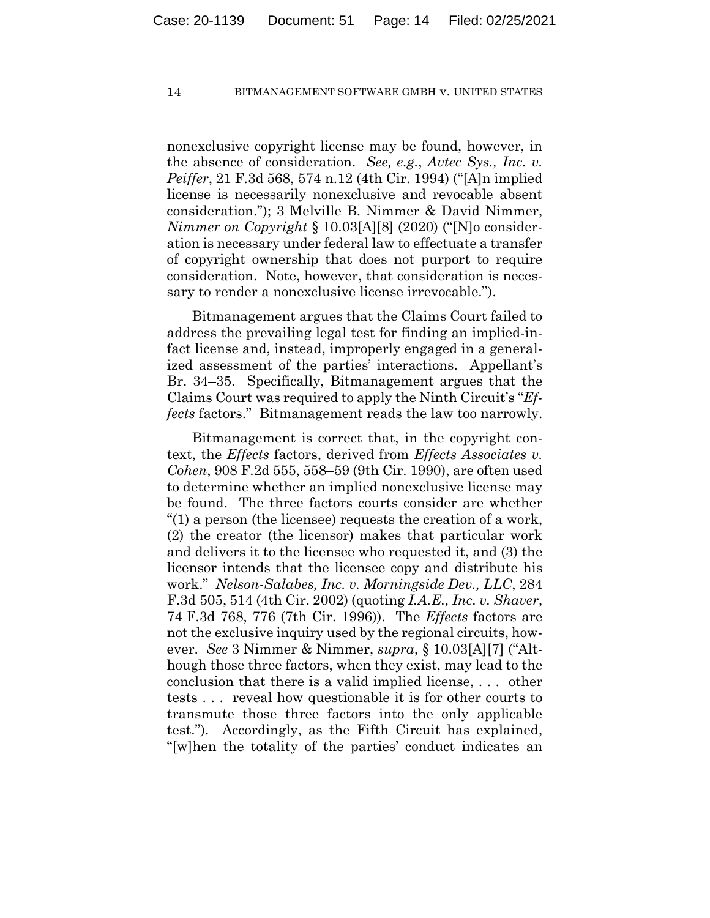nonexclusive copyright license may be found, however, in the absence of consideration. *See, e.g.*, *Avtec Sys., Inc. v. Peiffer*, 21 F.3d 568, 574 n.12 (4th Cir. 1994) ("[A]n implied license is necessarily nonexclusive and revocable absent consideration."); 3 Melville B. Nimmer & David Nimmer, *Nimmer on Copyright* § 10.03[A][8] (2020) ("[N]o consideration is necessary under federal law to effectuate a transfer of copyright ownership that does not purport to require consideration. Note, however, that consideration is necessary to render a nonexclusive license irrevocable.").

Bitmanagement argues that the Claims Court failed to address the prevailing legal test for finding an implied-in-fact license and, instead, improperly engaged in a generalized assessment of the parties' interactions. Appellant's Br. 34–35. Specifically, Bitmanagement argues that the Claims Court was required to apply the Ninth Circuit's "*Effects* factors." Bitmanagement reads the law too narrowly.

Bitmanagement is correct that, in the copyright context, the *Effects* factors, derived from *Effects Associates v. Cohen*, 908 F.2d 555, 558–59 (9th Cir. 1990), are often used to determine whether an implied nonexclusive license may be found. The three factors courts consider are whether "(1) a person (the licensee) requests the creation of a work, (2) the creator (the licensor) makes that particular work and delivers it to the licensee who requested it, and (3) the licensor intends that the licensee copy and distribute his work." *Nelson-Salabes, Inc. v. Morningside Dev., LLC*, 284 F.3d 505, 514 (4th Cir. 2002) (quoting *I.A.E., Inc. v. Shaver*, 74 F.3d 768, 776 (7th Cir. 1996)). The *Effects* factors are not the exclusive inquiry used by the regional circuits, however. *See* 3 Nimmer & Nimmer, *supra*, § 10.03[A][7] ("Although those three factors, when they exist, may lead to the conclusion that there is a valid implied license, . . . other tests . . . reveal how questionable it is for other courts to transmute those three factors into the only applicable test."). Accordingly, as the Fifth Circuit has explained, "[w]hen the totality of the parties' conduct indicates an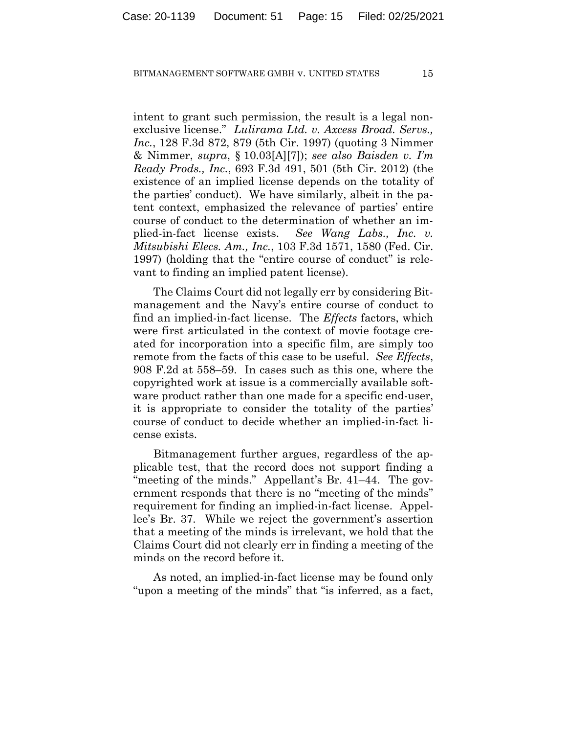intent to grant such permission, the result is a legal non-exclusive license." *Lulirama Ltd. v. Axcess Broad. Servs., Inc.*, 128 F.3d 872, 879 (5th Cir. 1997) (quoting 3 Nimmer & Nimmer, *supra*, § 10.03[A][7]); *see also Baisden v. I'm Ready Prods., Inc.*, 693 F.3d 491, 501 (5th Cir. 2012) (the existence of an implied license depends on the totality of the parties' conduct). We have similarly, albeit in the patent context, emphasized the relevance of parties' entire course of conduct to the determination of whether an implied-in-fact license exists. *See Wang Labs., Inc. v. Mitsubishi Elecs. Am., Inc.*, 103 F.3d 1571, 1580 (Fed. Cir. 1997) (holding that the "entire course of conduct" is relevant to finding an implied patent license).

The Claims Court did not legally err by considering Bitmanagement and the Navy's entire course of conduct to find an implied-in-fact license. The *Effects* factors, which were first articulated in the context of movie footage created for incorporation into a specific film, are simply too remote from the facts of this case to be useful. *See Effects*, 908 F.2d at 558–59. In cases such as this one, where the copyrighted work at issue is a commercially available software product rather than one made for a specific end-user, it is appropriate to consider the totality of the parties' course of conduct to decide whether an implied-in-fact license exists.

Bitmanagement further argues, regardless of the applicable test, that the record does not support finding a "meeting of the minds." Appellant's Br. 41–44. The government responds that there is no "meeting of the minds" requirement for finding an implied-in-fact license. Appellee's Br. 37. While we reject the government's assertion that a meeting of the minds is irrelevant, we hold that the Claims Court did not clearly err in finding a meeting of the minds on the record before it.

As noted, an implied-in-fact license may be found only "upon a meeting of the minds" that "is inferred, as a fact,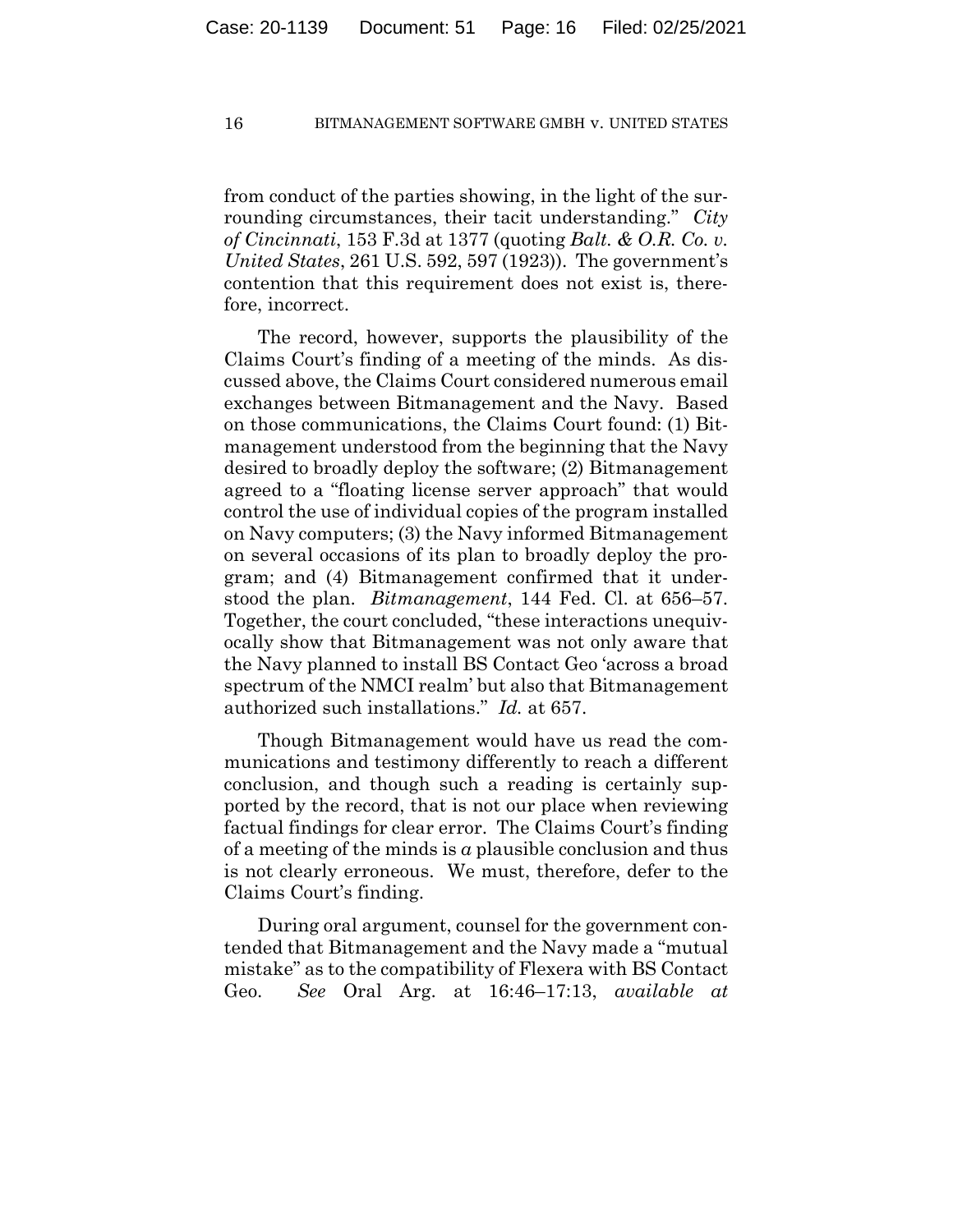from conduct of the parties showing, in the light of the surrounding circumstances, their tacit understanding." *City of Cincinnati*, 153 F.3d at 1377 (quoting *Balt. & O.R. Co. v. United States*, 261 U.S. 592, 597 (1923)). The government's contention that this requirement does not exist is, therefore, incorrect.

The record, however, supports the plausibility of the Claims Court's finding of a meeting of the minds. As discussed above, the Claims Court considered numerous email exchanges between Bitmanagement and the Navy. Based on those communications, the Claims Court found: (1) Bitmanagement understood from the beginning that the Navy desired to broadly deploy the software; (2) Bitmanagement agreed to a "floating license server approach" that would control the use of individual copies of the program installed on Navy computers; (3) the Navy informed Bitmanagement on several occasions of its plan to broadly deploy the program; and (4) Bitmanagement confirmed that it understood the plan. *Bitmanagement*, 144 Fed. Cl. at 656–57. Together, the court concluded, "these interactions unequivocally show that Bitmanagement was not only aware that the Navy planned to install BS Contact Geo 'across a broad spectrum of the NMCI realm' but also that Bitmanagement authorized such installations." *Id.* at 657.

Though Bitmanagement would have us read the communications and testimony differently to reach a different conclusion, and though such a reading is certainly supported by the record, that is not our place when reviewing factual findings for clear error. The Claims Court's finding of a meeting of the minds is *a* plausible conclusion and thus is not clearly erroneous. We must, therefore, defer to the Claims Court's finding.

During oral argument, counsel for the government contended that Bitmanagement and the Navy made a "mutual mistake" as to the compatibility of Flexera with BS Contact Geo. *See* Oral Arg. at 16:46–17:13, *available at*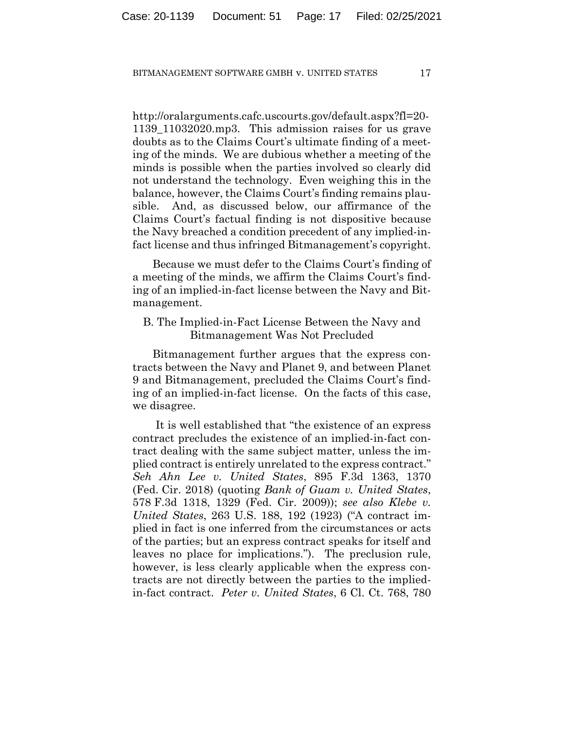http://oralarguments.cafc.uscourts.gov/default.aspx?fl=20-1139_11032020.mp3. This admission raises for us grave doubts as to the Claims Court's ultimate finding of a meeting of the minds. We are dubious whether a meeting of the minds is possible when the parties involved so clearly did not understand the technology. Even weighing this in the balance, however, the Claims Court's finding remains plausible. And, as discussed below, our affirmance of the Claims Court's factual finding is not dispositive because the Navy breached a condition precedent of any implied-in-fact license and thus infringed Bitmanagement's copyright.

Because we must defer to the Claims Court's finding of a meeting of the minds, we affirm the Claims Court's finding of an implied-in-fact license between the Navy and Bitmanagement.

## B. The Implied-in-Fact License Between the Navy and Bitmanagement Was Not Precluded

Bitmanagement further argues that the express contracts between the Navy and Planet 9, and between Planet 9 and Bitmanagement, precluded the Claims Court's finding of an implied-in-fact license. On the facts of this case, we disagree.

It is well established that "the existence of an express contract precludes the existence of an implied-in-fact contract dealing with the same subject matter, unless the implied contract is entirely unrelated to the express contract." *Seh Ahn Lee v. United States*, 895 F.3d 1363, 1370 (Fed. Cir. 2018) (quoting *Bank of Guam v. United States*, 578 F.3d 1318, 1329 (Fed. Cir. 2009)); *see also Klebe v. United States*, 263 U.S. 188, 192 (1923) ("A contract implied in fact is one inferred from the circumstances or acts of the parties; but an express contract speaks for itself and leaves no place for implications."). The preclusion rule, however, is less clearly applicable when the express contracts are not directly between the parties to the implied-in-fact contract. *Peter v. United States*, 6 Cl. Ct. 768, 780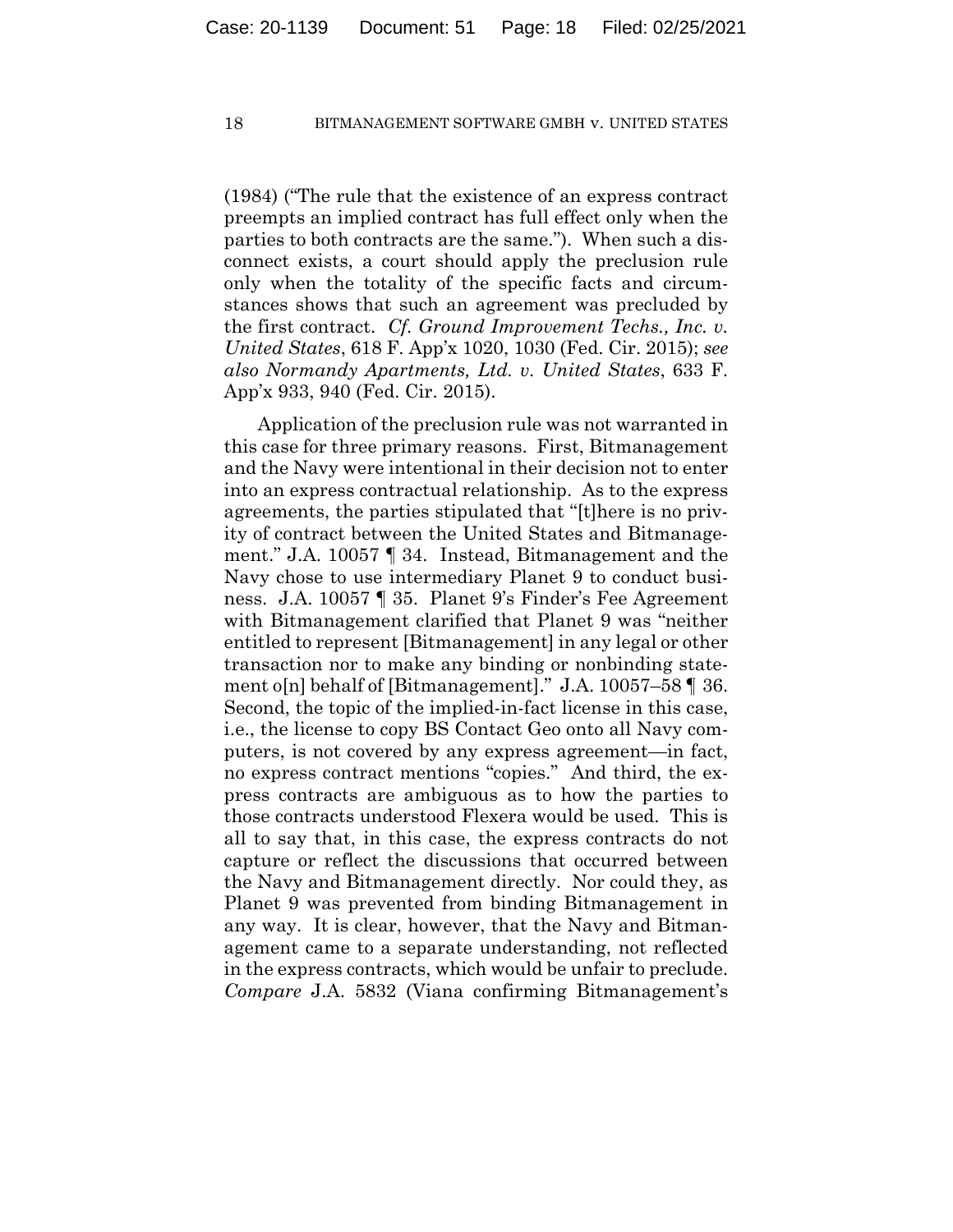(1984) ("The rule that the existence of an express contract preempts an implied contract has full effect only when the parties to both contracts are the same."). When such a disconnect exists, a court should apply the preclusion rule only when the totality of the specific facts and circumstances shows that such an agreement was precluded by the first contract. *Cf. Ground Improvement Techs., Inc. v. United States*, 618 F. App'x 1020, 1030 (Fed. Cir. 2015); *see also Normandy Apartments, Ltd. v. United States*, 633 F. App'x 933, 940 (Fed. Cir. 2015).

Application of the preclusion rule was not warranted in this case for three primary reasons. First, Bitmanagement and the Navy were intentional in their decision not to enter into an express contractual relationship. As to the express agreements, the parties stipulated that "[t]here is no privity of contract between the United States and Bitmanagement." J.A. 10057 ¶ 34. Instead, Bitmanagement and the Navy chose to use intermediary Planet 9 to conduct business. J.A. 10057 ¶ 35. Planet 9's Finder's Fee Agreement with Bitmanagement clarified that Planet 9 was "neither entitled to represent [Bitmanagement] in any legal or other transaction nor to make any binding or nonbinding statement o[n] behalf of [Bitmanagement]." J.A. 10057–58 ¶ 36. Second, the topic of the implied-in-fact license in this case, i.e., the license to copy BS Contact Geo onto all Navy computers, is not covered by any express agreement—in fact, no express contract mentions "copies." And third, the express contracts are ambiguous as to how the parties to those contracts understood Flexera would be used. This is all to say that, in this case, the express contracts do not capture or reflect the discussions that occurred between the Navy and Bitmanagement directly. Nor could they, as Planet 9 was prevented from binding Bitmanagement in any way. It is clear, however, that the Navy and Bitmanagement came to a separate understanding, not reflected in the express contracts, which would be unfair to preclude. *Compare* J.A. 5832 (Viana confirming Bitmanagement's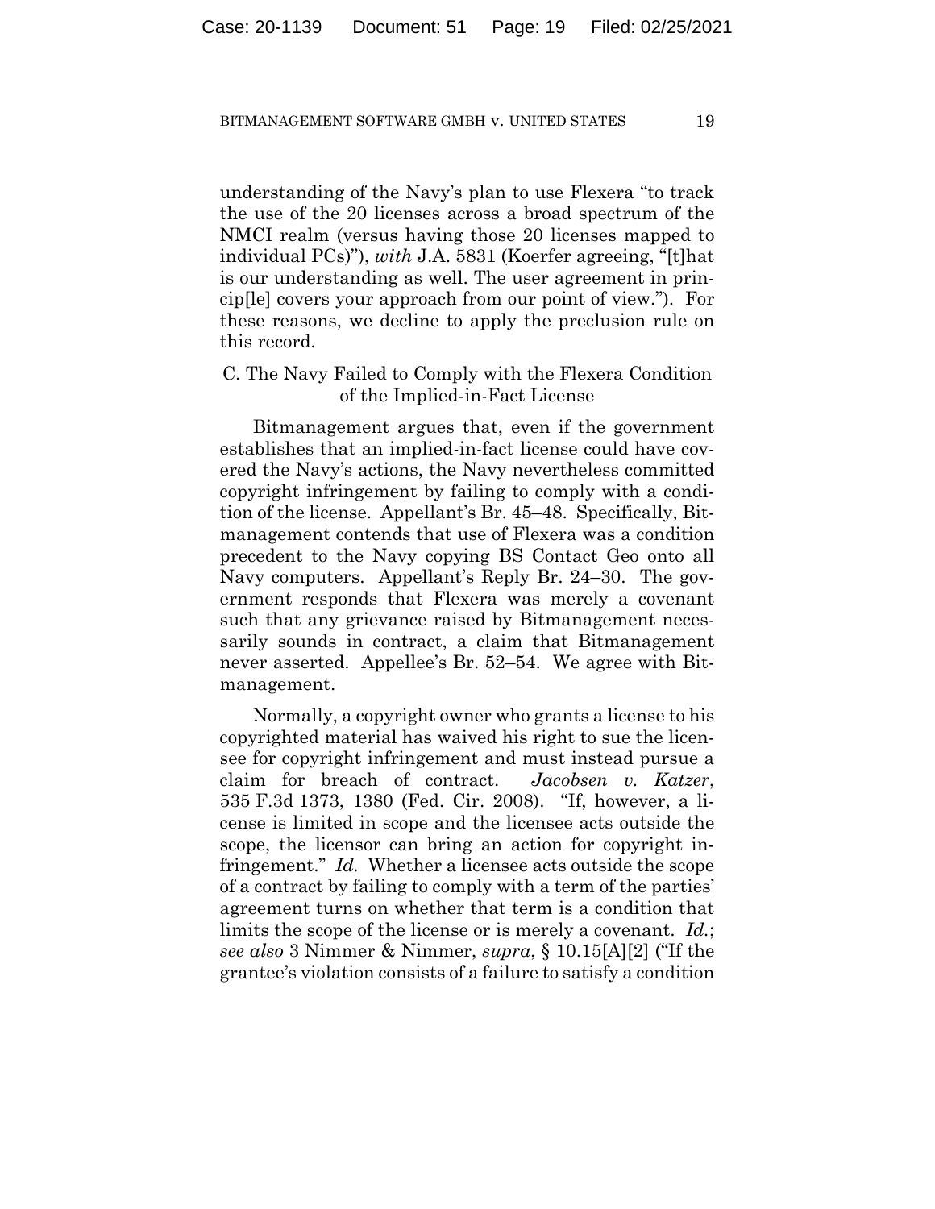understanding of the Navy's plan to use Flexera "to track the use of the 20 licenses across a broad spectrum of the NMCI realm (versus having those 20 licenses mapped to individual PCs)"), *with* J.A. 5831 (Koerfer agreeing, "[t]hat is our understanding as well. The user agreement in princip[le] covers your approach from our point of view."). For these reasons, we decline to apply the preclusion rule on this record.

### C. The Navy Failed to Comply with the Flexera Condition of the Implied-in-Fact License

Bitmanagement argues that, even if the government establishes that an implied-in-fact license could have covered the Navy's actions, the Navy nevertheless committed copyright infringement by failing to comply with a condition of the license. Appellant's Br. 45–48. Specifically, Bitmanagement contends that use of Flexera was a condition precedent to the Navy copying BS Contact Geo onto all Navy computers. Appellant's Reply Br. 24–30. The government responds that Flexera was merely a covenant such that any grievance raised by Bitmanagement necessarily sounds in contract, a claim that Bitmanagement never asserted. Appellee's Br. 52–54. We agree with Bitmanagement.

Normally, a copyright owner who grants a license to his copyrighted material has waived his right to sue the licensee for copyright infringement and must instead pursue a claim for breach of contract. *Jacobsen v. Katzer*, 535 F.3d 1373, 1380 (Fed. Cir. 2008). "If, however, a license is limited in scope and the licensee acts outside the scope, the licensor can bring an action for copyright infringement." *Id.* Whether a licensee acts outside the scope of a contract by failing to comply with a term of the parties' agreement turns on whether that term is a condition that limits the scope of the license or is merely a covenant. *Id.*; *see also* 3 Nimmer & Nimmer, *supra*, § 10.15[A][2] ("If the grantee's violation consists of a failure to satisfy a condition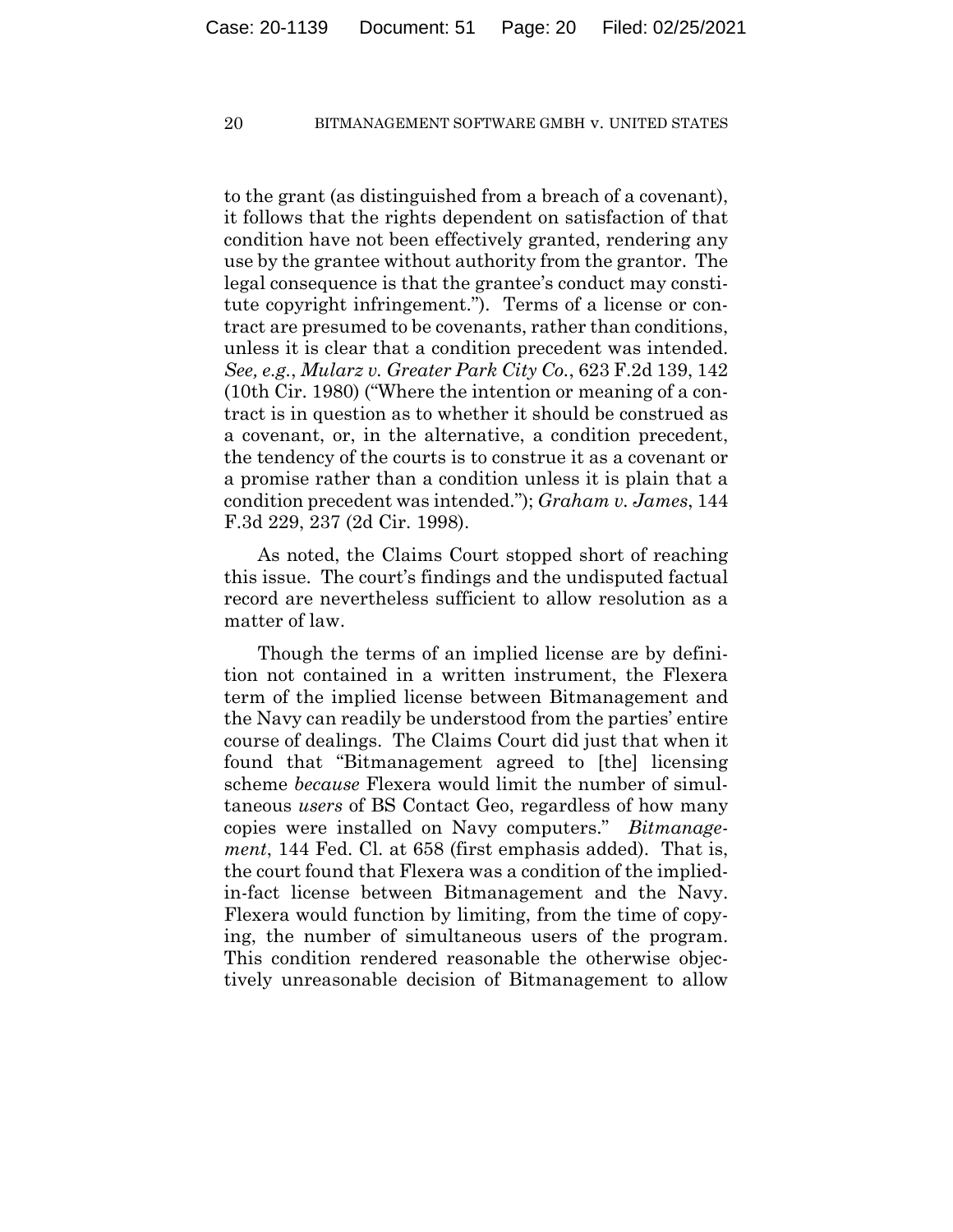to the grant (as distinguished from a breach of a covenant), it follows that the rights dependent on satisfaction of that condition have not been effectively granted, rendering any use by the grantee without authority from the grantor. The legal consequence is that the grantee's conduct may constitute copyright infringement."). Terms of a license or contract are presumed to be covenants, rather than conditions, unless it is clear that a condition precedent was intended. *See, e.g.*, *Mularz v. Greater Park City Co.*, 623 F.2d 139, 142 (10th Cir. 1980) ("Where the intention or meaning of a contract is in question as to whether it should be construed as a covenant, or, in the alternative, a condition precedent, the tendency of the courts is to construe it as a covenant or a promise rather than a condition unless it is plain that a condition precedent was intended."); *Graham v. James*, 144 F.3d 229, 237 (2d Cir. 1998).

As noted, the Claims Court stopped short of reaching this issue. The court's findings and the undisputed factual record are nevertheless sufficient to allow resolution as a matter of law.

Though the terms of an implied license are by definition not contained in a written instrument, the Flexera term of the implied license between Bitmanagement and the Navy can readily be understood from the parties' entire course of dealings. The Claims Court did just that when it found that "Bitmanagement agreed to [the] licensing scheme *because* Flexera would limit the number of simultaneous *users* of BS Contact Geo, regardless of how many copies were installed on Navy computers." *Bitmanagement*, 144 Fed. Cl. at 658 (first emphasis added). That is, the court found that Flexera was a condition of the implied-in-fact license between Bitmanagement and the Navy. Flexera would function by limiting, from the time of copying, the number of simultaneous users of the program. This condition rendered reasonable the otherwise objectively unreasonable decision of Bitmanagement to allow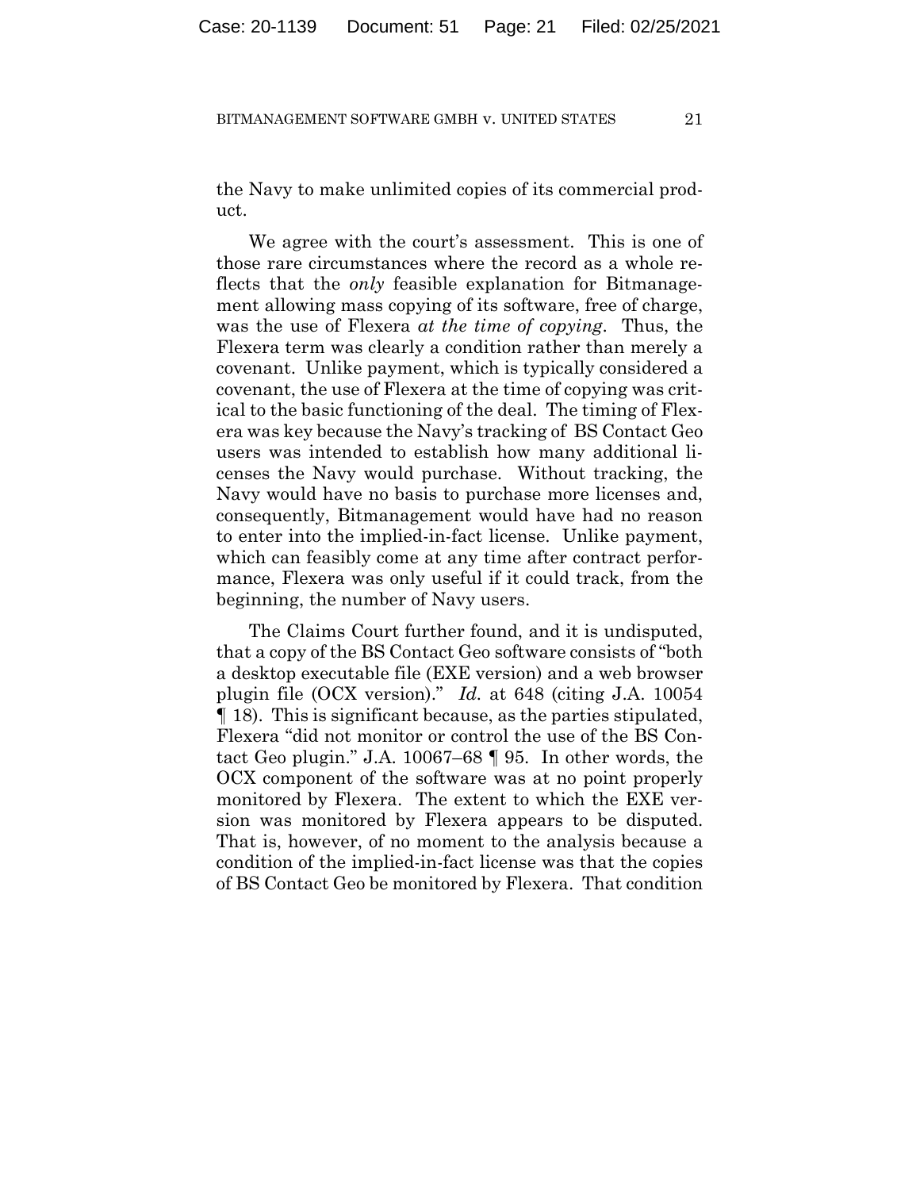the Navy to make unlimited copies of its commercial product.

We agree with the court's assessment. This is one of those rare circumstances where the record as a whole reflects that the *only* feasible explanation for Bitmanagement allowing mass copying of its software, free of charge, was the use of Flexera *at the time of copying*. Thus, the Flexera term was clearly a condition rather than merely a covenant. Unlike payment, which is typically considered a covenant, the use of Flexera at the time of copying was critical to the basic functioning of the deal. The timing of Flexera was key because the Navy's tracking of BS Contact Geo users was intended to establish how many additional licenses the Navy would purchase. Without tracking, the Navy would have no basis to purchase more licenses and, consequently, Bitmanagement would have had no reason to enter into the implied-in-fact license. Unlike payment, which can feasibly come at any time after contract performance, Flexera was only useful if it could track, from the beginning, the number of Navy users.

The Claims Court further found, and it is undisputed, that a copy of the BS Contact Geo software consists of "both a desktop executable file (EXE version) and a web browser plugin file (OCX version)." *Id.* at 648 (citing J.A. 10054 ¶ 18). This is significant because, as the parties stipulated, Flexera "did not monitor or control the use of the BS Contact Geo plugin." J.A. 10067–68 ¶ 95. In other words, the OCX component of the software was at no point properly monitored by Flexera. The extent to which the EXE version was monitored by Flexera appears to be disputed. That is, however, of no moment to the analysis because a condition of the implied-in-fact license was that the copies of BS Contact Geo be monitored by Flexera. That condition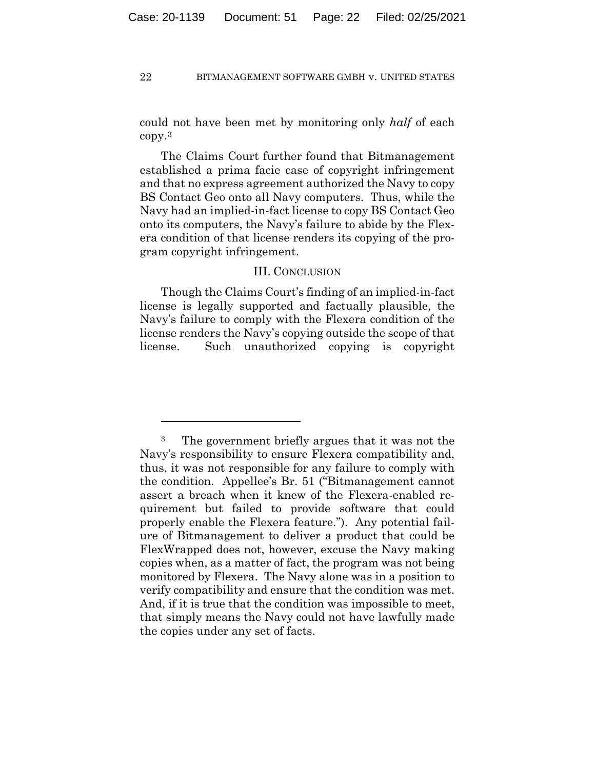could not have been met by monitoring only *half* of each copy.[3]

The Claims Court further found that Bitmanagement established a prima facie case of copyright infringement and that no express agreement authorized the Navy to copy BS Contact Geo onto all Navy computers. Thus, while the Navy had an implied-in-fact license to copy BS Contact Geo onto its computers, the Navy's failure to abide by the Flexera condition of that license renders its copying of the program copyright infringement.

### III. Conclusion

Though the Claims Court's finding of an implied-in-fact license is legally supported and factually plausible, the Navy's failure to comply with the Flexera condition of the license renders the Navy's copying outside the scope of that license. Such unauthorized copying is copyright

---

[3] The government briefly argues that it was not the Navy's responsibility to ensure Flexera compatibility and, thus, it was not responsible for any failure to comply with the condition. Appellee's Br. 51 ("Bitmanagement cannot assert a breach when it knew of the Flexera-enabled requirement but failed to provide software that could properly enable the Flexera feature."). Any potential failure of Bitmanagement to deliver a product that could be FlexWrapped does not, however, excuse the Navy making copies when, as a matter of fact, the program was not being monitored by Flexera. The Navy alone was in a position to verify compatibility and ensure that the condition was met. And, if it is true that the condition was impossible to meet, that simply means the Navy could not have lawfully made the copies under any set of facts.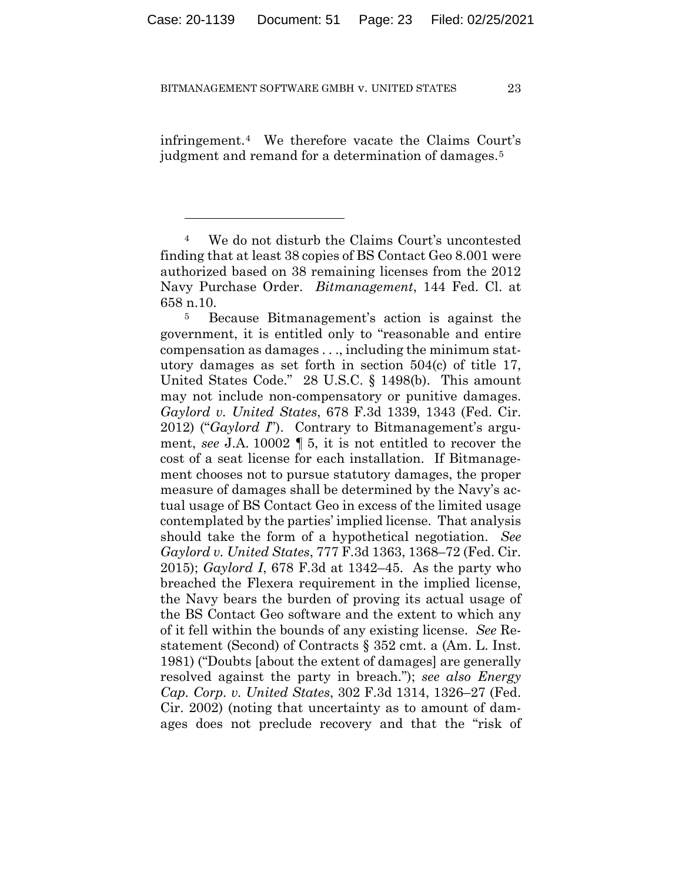infringement.[4] We therefore vacate the Claims Court's judgment and remand for a determination of damages.[5]

---

[4] We do not disturb the Claims Court's uncontested finding that at least 38 copies of BS Contact Geo 8.001 were authorized based on 38 remaining licenses from the 2012 Navy Purchase Order. *Bitmanagement*, 144 Fed. Cl. at 658 n.10.

[5] Because Bitmanagement's action is against the government, it is entitled only to "reasonable and entire compensation as damages . . ., including the minimum statutory damages as set forth in section 504(c) of title 17, United States Code." 28 U.S.C. § 1498(b). This amount may not include non-compensatory or punitive damages. *Gaylord v. United States*, 678 F.3d 1339, 1343 (Fed. Cir. 2012) ("*Gaylord I*"). Contrary to Bitmanagement's argument, *see* J.A. 10002 ¶ 5, it is not entitled to recover the cost of a seat license for each installation. If Bitmanagement chooses not to pursue statutory damages, the proper measure of damages shall be determined by the Navy's actual usage of BS Contact Geo in excess of the limited usage contemplated by the parties' implied license. That analysis should take the form of a hypothetical negotiation. *See Gaylord v. United States*, 777 F.3d 1363, 1368–72 (Fed. Cir. 2015); *Gaylord I*, 678 F.3d at 1342–45. As the party who breached the Flexera requirement in the implied license, the Navy bears the burden of proving its actual usage of the BS Contact Geo software and the extent to which any of it fell within the bounds of any existing license. *See* Restatement (Second) of Contracts § 352 cmt. a (Am. L. Inst. 1981) ("Doubts [about the extent of damages] are generally resolved against the party in breach."); *see also Energy Cap. Corp. v. United States*, 302 F.3d 1314, 1326–27 (Fed. Cir. 2002) (noting that uncertainty as to amount of damages does not preclude recovery and that the "risk of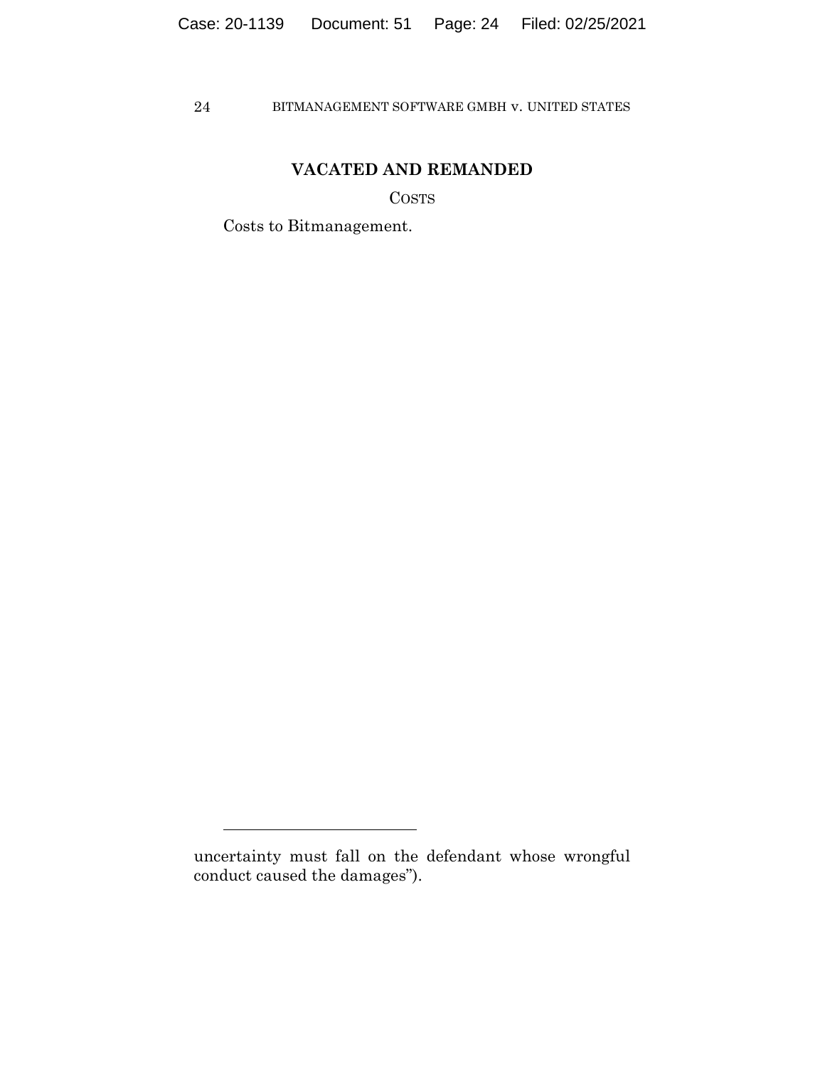**VACATED AND REMANDED**

COSTS

Costs to Bitmanagement.

---

uncertainty must fall on the defendant whose wrongful conduct caused the damages").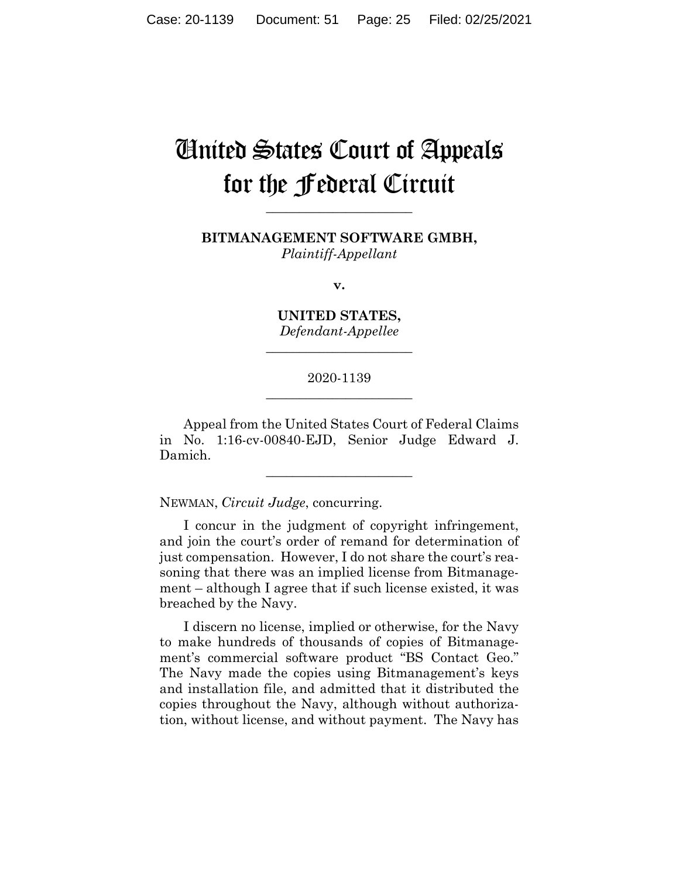# United States Court of Appeals for the Federal Circuit

______________________

**BITMANAGEMENT SOFTWARE GMBH,**
*Plaintiff-Appellant*

**v.**

**UNITED STATES,**
*Defendant-Appellee*

______________________

2020-1139

______________________

Appeal from the United States Court of Federal Claims in No. 1:16-cv-00840-EJD, Senior Judge Edward J. Damich.

______________________

NEWMAN, *Circuit Judge*, concurring.

I concur in the judgment of copyright infringement, and join the court's order of remand for determination of just compensation. However, I do not share the court's reasoning that there was an implied license from Bitmanagement – although I agree that if such license existed, it was breached by the Navy.

I discern no license, implied or otherwise, for the Navy to make hundreds of thousands of copies of Bitmanagement's commercial software product "BS Contact Geo." The Navy made the copies using Bitmanagement's keys and installation file, and admitted that it distributed the copies throughout the Navy, although without authorization, without license, and without payment. The Navy has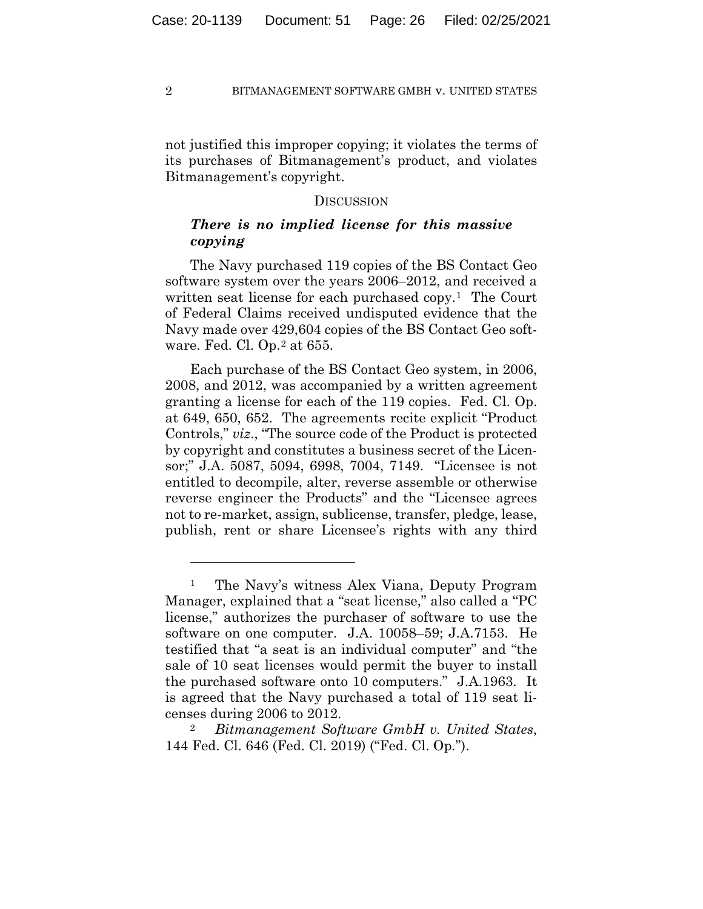not justified this improper copying; it violates the terms of its purchases of Bitmanagement's product, and violates Bitmanagement's copyright.

## DISCUSSION

### *There is no implied license for this massive copying*

The Navy purchased 119 copies of the BS Contact Geo software system over the years 2006–2012, and received a written seat license for each purchased copy.[1] The Court of Federal Claims received undisputed evidence that the Navy made over 429,604 copies of the BS Contact Geo software. Fed. Cl. Op.[2] at 655.

Each purchase of the BS Contact Geo system, in 2006, 2008, and 2012, was accompanied by a written agreement granting a license for each of the 119 copies. Fed. Cl. Op. at 649, 650, 652. The agreements recite explicit "Product Controls," *viz*., "The source code of the Product is protected by copyright and constitutes a business secret of the Licensor;" J.A. 5087, 5094, 6998, 7004, 7149. "Licensee is not entitled to decompile, alter, reverse assemble or otherwise reverse engineer the Products" and the "Licensee agrees not to re-market, assign, sublicense, transfer, pledge, lease, publish, rent or share Licensee's rights with any third

---

[1] The Navy's witness Alex Viana, Deputy Program Manager, explained that a "seat license," also called a "PC license," authorizes the purchaser of software to use the software on one computer. J.A. 10058–59; J.A.7153. He testified that "a seat is an individual computer" and "the sale of 10 seat licenses would permit the buyer to install the purchased software onto 10 computers." J.A.1963. It is agreed that the Navy purchased a total of 119 seat licenses during 2006 to 2012.

[2] *Bitmanagement Software GmbH v. United States*, 144 Fed. Cl. 646 (Fed. Cl. 2019) ("Fed. Cl. Op.").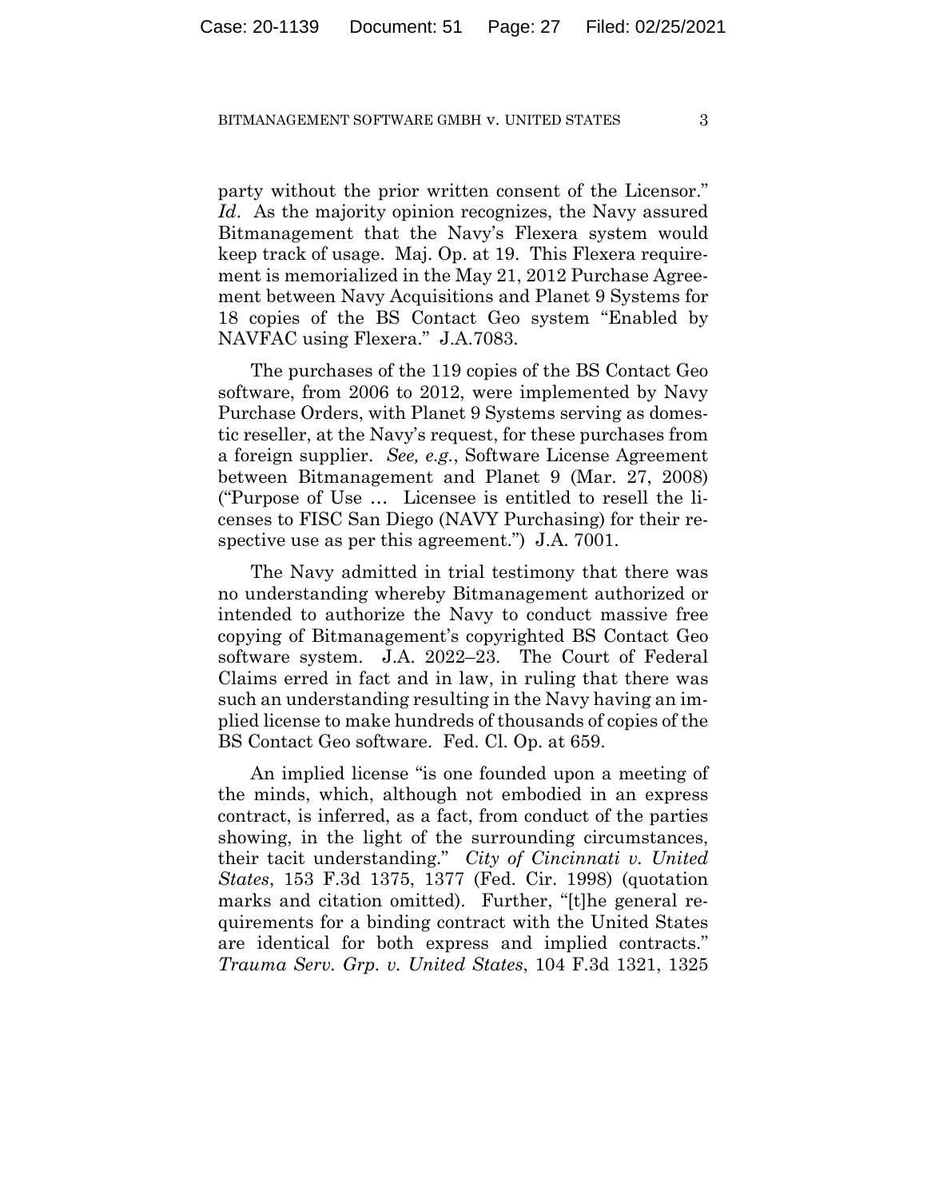party without the prior written consent of the Licensor." *Id*. As the majority opinion recognizes, the Navy assured Bitmanagement that the Navy's Flexera system would keep track of usage. Maj. Op. at 19. This Flexera requirement is memorialized in the May 21, 2012 Purchase Agreement between Navy Acquisitions and Planet 9 Systems for 18 copies of the BS Contact Geo system "Enabled by NAVFAC using Flexera." J.A.7083.

The purchases of the 119 copies of the BS Contact Geo software, from 2006 to 2012, were implemented by Navy Purchase Orders, with Planet 9 Systems serving as domestic reseller, at the Navy's request, for these purchases from a foreign supplier. *See, e.g.*, Software License Agreement between Bitmanagement and Planet 9 (Mar. 27, 2008) ("Purpose of Use … Licensee is entitled to resell the licenses to FISC San Diego (NAVY Purchasing) for their respective use as per this agreement.") J.A. 7001.

The Navy admitted in trial testimony that there was no understanding whereby Bitmanagement authorized or intended to authorize the Navy to conduct massive free copying of Bitmanagement's copyrighted BS Contact Geo software system. J.A. 2022–23. The Court of Federal Claims erred in fact and in law, in ruling that there was such an understanding resulting in the Navy having an implied license to make hundreds of thousands of copies of the BS Contact Geo software. Fed. Cl. Op. at 659.

An implied license "is one founded upon a meeting of the minds, which, although not embodied in an express contract, is inferred, as a fact, from conduct of the parties showing, in the light of the surrounding circumstances, their tacit understanding." *City of Cincinnati v. United States*, 153 F.3d 1375, 1377 (Fed. Cir. 1998) (quotation marks and citation omitted). Further, "[t]he general requirements for a binding contract with the United States are identical for both express and implied contracts." *Trauma Serv. Grp. v. United States*, 104 F.3d 1321, 1325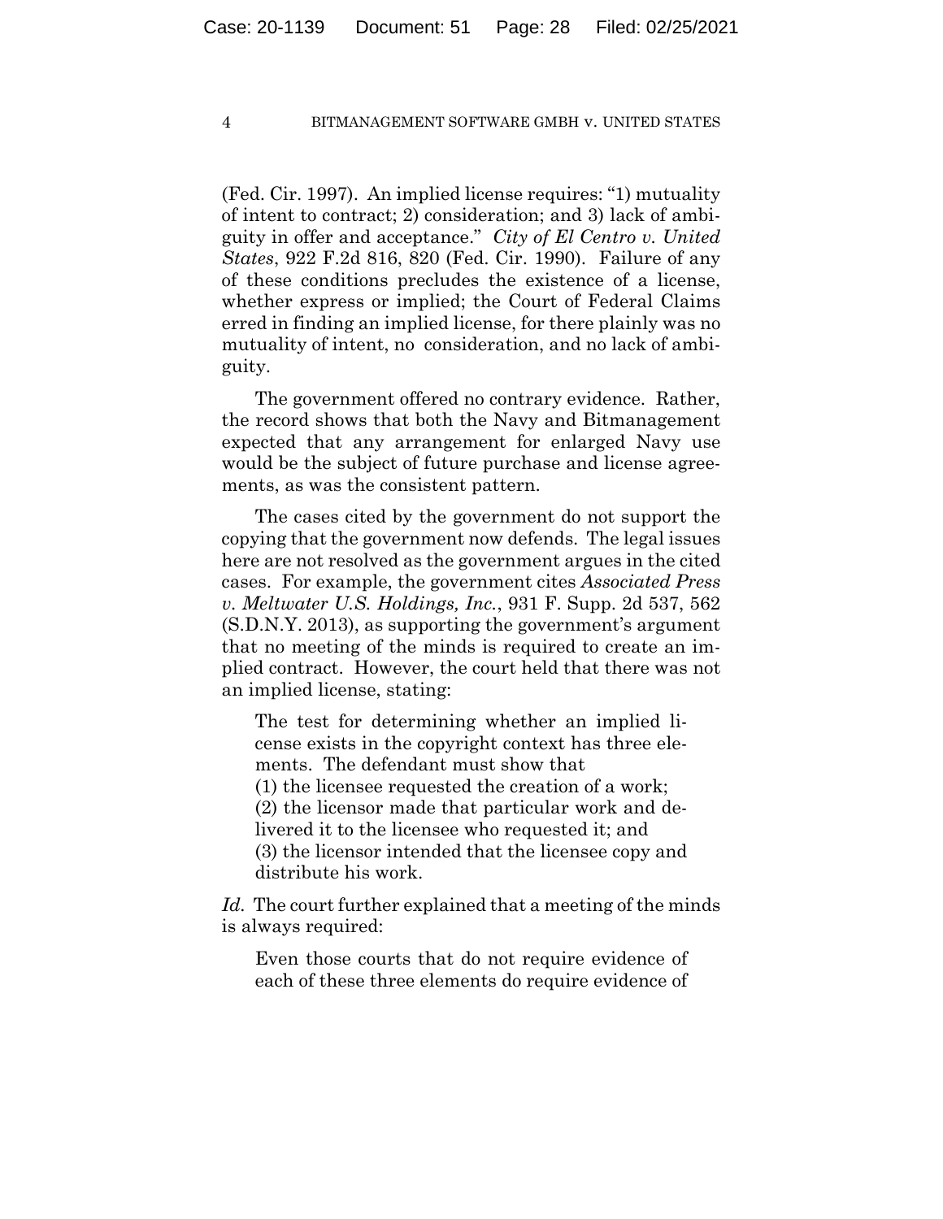(Fed. Cir. 1997). An implied license requires: "1) mutuality of intent to contract; 2) consideration; and 3) lack of ambiguity in offer and acceptance." *City of El Centro v. United States*, 922 F.2d 816, 820 (Fed. Cir. 1990). Failure of any of these conditions precludes the existence of a license, whether express or implied; the Court of Federal Claims erred in finding an implied license, for there plainly was no mutuality of intent, no consideration, and no lack of ambiguity.

The government offered no contrary evidence. Rather, the record shows that both the Navy and Bitmanagement expected that any arrangement for enlarged Navy use would be the subject of future purchase and license agreements, as was the consistent pattern.

The cases cited by the government do not support the copying that the government now defends. The legal issues here are not resolved as the government argues in the cited cases. For example, the government cites *Associated Press v. Meltwater U.S. Holdings, Inc.*, 931 F. Supp. 2d 537, 562 (S.D.N.Y. 2013), as supporting the government's argument that no meeting of the minds is required to create an implied contract. However, the court held that there was not an implied license, stating:

> The test for determining whether an implied license exists in the copyright context has three elements. The defendant must show that
> (1) the licensee requested the creation of a work;
> (2) the licensor made that particular work and delivered it to the licensee who requested it; and
> (3) the licensor intended that the licensee copy and distribute his work.

*Id.* The court further explained that a meeting of the minds is always required:

> Even those courts that do not require evidence of each of these three elements do require evidence of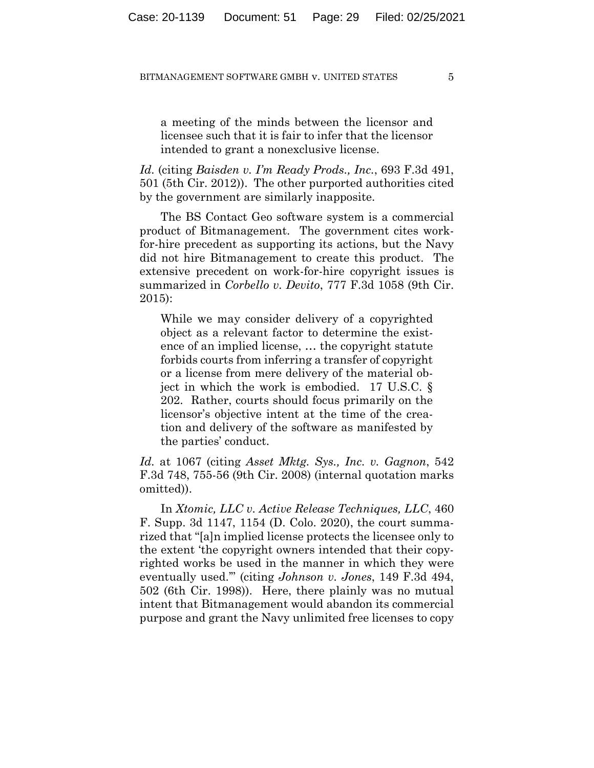> a meeting of the minds between the licensor and licensee such that it is fair to infer that the licensor intended to grant a nonexclusive license.

*Id.* (citing *Baisden v. I'm Ready Prods., Inc.*, 693 F.3d 491, 501 (5th Cir. 2012)). The other purported authorities cited by the government are similarly inapposite.

The BS Contact Geo software system is a commercial product of Bitmanagement. The government cites work-for-hire precedent as supporting its actions, but the Navy did not hire Bitmanagement to create this product. The extensive precedent on work-for-hire copyright issues is summarized in *Corbello v. Devito*, 777 F.3d 1058 (9th Cir. 2015):

> While we may consider delivery of a copyrighted object as a relevant factor to determine the existence of an implied license, … the copyright statute forbids courts from inferring a transfer of copyright or a license from mere delivery of the material object in which the work is embodied. 17 U.S.C. § 202. Rather, courts should focus primarily on the licensor's objective intent at the time of the creation and delivery of the software as manifested by the parties' conduct.

*Id.* at 1067 (citing *Asset Mktg. Sys., Inc. v. Gagnon*, 542 F.3d 748, 755-56 (9th Cir. 2008) (internal quotation marks omitted)).

In *Xtomic, LLC v. Active Release Techniques, LLC*, 460 F. Supp. 3d 1147, 1154 (D. Colo. 2020), the court summarized that "[a]n implied license protects the licensee only to the extent 'the copyright owners intended that their copyrighted works be used in the manner in which they were eventually used.'" (citing *Johnson v. Jones*, 149 F.3d 494, 502 (6th Cir. 1998)). Here, there plainly was no mutual intent that Bitmanagement would abandon its commercial purpose and grant the Navy unlimited free licenses to copy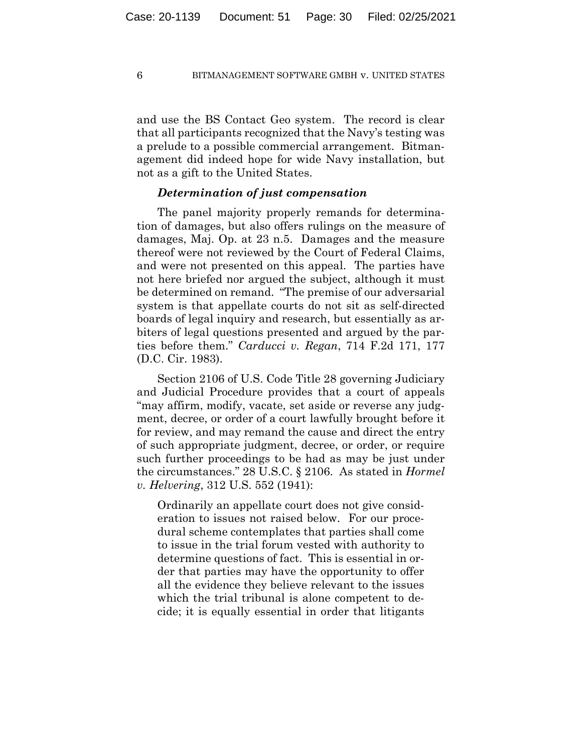and use the BS Contact Geo system. The record is clear that all participants recognized that the Navy's testing was a prelude to a possible commercial arrangement. Bitmanagement did indeed hope for wide Navy installation, but not as a gift to the United States.

### *Determination of just compensation*

The panel majority properly remands for determination of damages, but also offers rulings on the measure of damages, Maj. Op. at 23 n.5. Damages and the measure thereof were not reviewed by the Court of Federal Claims, and were not presented on this appeal. The parties have not here briefed nor argued the subject, although it must be determined on remand. "The premise of our adversarial system is that appellate courts do not sit as self-directed boards of legal inquiry and research, but essentially as arbiters of legal questions presented and argued by the parties before them." *Carducci v. Regan*, 714 F.2d 171, 177 (D.C. Cir. 1983).

Section 2106 of U.S. Code Title 28 governing Judiciary and Judicial Procedure provides that a court of appeals "may affirm, modify, vacate, set aside or reverse any judgment, decree, or order of a court lawfully brought before it for review, and may remand the cause and direct the entry of such appropriate judgment, decree, or order, or require such further proceedings to be had as may be just under the circumstances." 28 U.S.C. § 2106. As stated in *Hormel v. Helvering*, 312 U.S. 552 (1941):

> Ordinarily an appellate court does not give consideration to issues not raised below. For our procedural scheme contemplates that parties shall come to issue in the trial forum vested with authority to determine questions of fact. This is essential in order that parties may have the opportunity to offer all the evidence they believe relevant to the issues which the trial tribunal is alone competent to decide; it is equally essential in order that litigants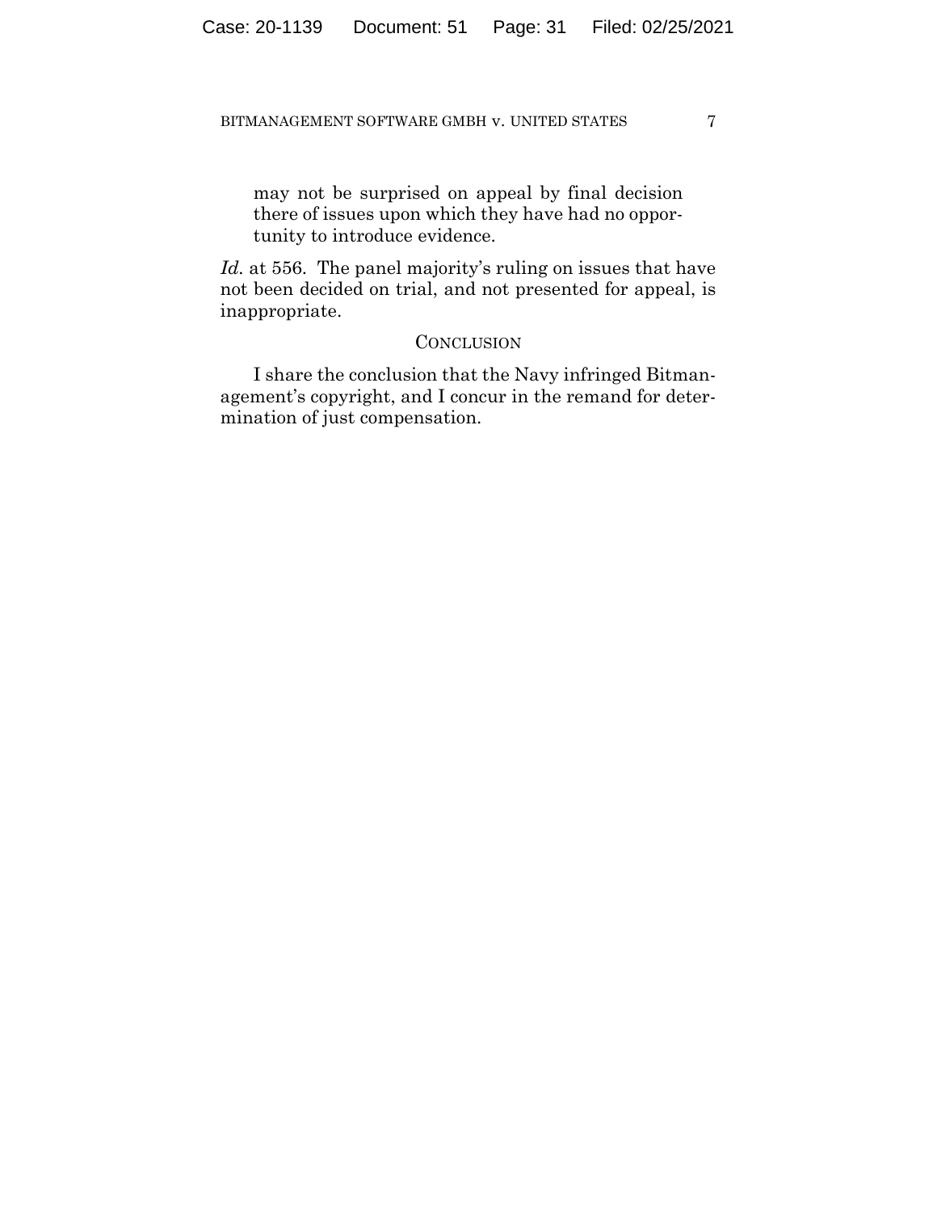> may not be surprised on appeal by final decision there of issues upon which they have had no opportunity to introduce evidence.

*Id.* at 556. The panel majority's ruling on issues that have not been decided on trial, and not presented for appeal, is inappropriate.

## CONCLUSION

I share the conclusion that the Navy infringed Bitmanagement's copyright, and I concur in the remand for determination of just compensation.